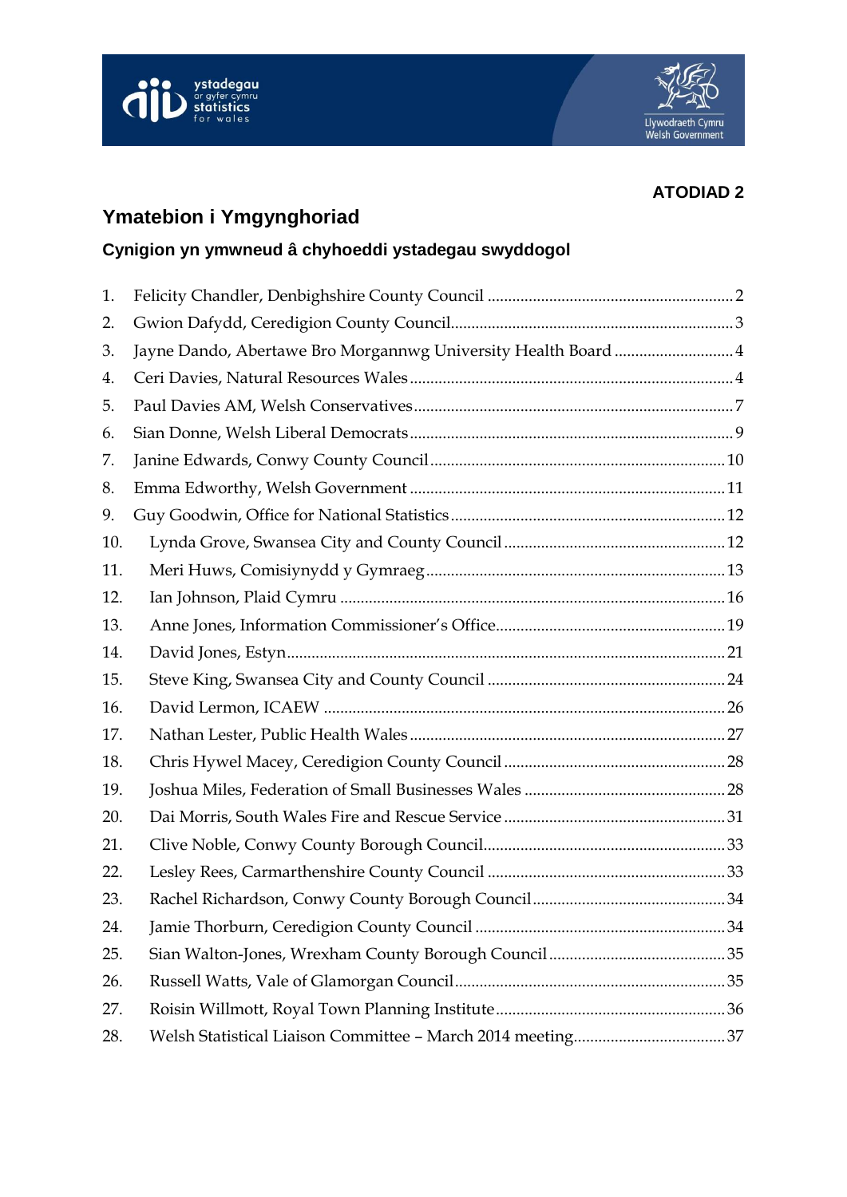**ATODIAD 2**

# Ymatebion i Ymgynghoriad

## Cynigion yn ymwneud â chyhoeddi ystadegau swyddogol

1. Felicity Chandler, Denbighshire County Council ........ 2
2. Gwion Dafydd, Ceredigion County Council ........ 3
3. Jayne Dando, Abertawe Bro Morgannwg University Health Board ........ 4
4. Ceri Davies, Natural Resources Wales ........ 4
5. Paul Davies AM, Welsh Conservatives ........ 7
6. Sian Donne, Welsh Liberal Democrats ........ 9
7. Janine Edwards, Conwy County Council ........ 10
8. Emma Edworthy, Welsh Government ........ 11
9. Guy Goodwin, Office for National Statistics ........ 12
10. Lynda Grove, Swansea City and County Council ........ 12
11. Meri Huws, Comisiynydd y Gymraeg ........ 13
12. Ian Johnson, Plaid Cymru ........ 16
13. Anne Jones, Information Commissioner's Office ........ 19
14. David Jones, Estyn ........ 21
15. Steve King, Swansea City and County Council ........ 24
16. David Lermon, ICAEW ........ 26
17. Nathan Lester, Public Health Wales ........ 27
18. Chris Hywel Macey, Ceredigion County Council ........ 28
19. Joshua Miles, Federation of Small Businesses Wales ........ 28
20. Dai Morris, South Wales Fire and Rescue Service ........ 31
21. Clive Noble, Conwy County Borough Council ........ 33
22. Lesley Rees, Carmarthenshire County Council ........ 33
23. Rachel Richardson, Conwy County Borough Council ........ 34
24. Jamie Thorburn, Ceredigion County Council ........ 34
25. Sian Walton-Jones, Wrexham County Borough Council ........ 35
26. Russell Watts, Vale of Glamorgan Council ........ 35
27. Roisin Willmott, Royal Town Planning Institute ........ 36
28. Welsh Statistical Liaison Committee – March 2014 meeting ........ 37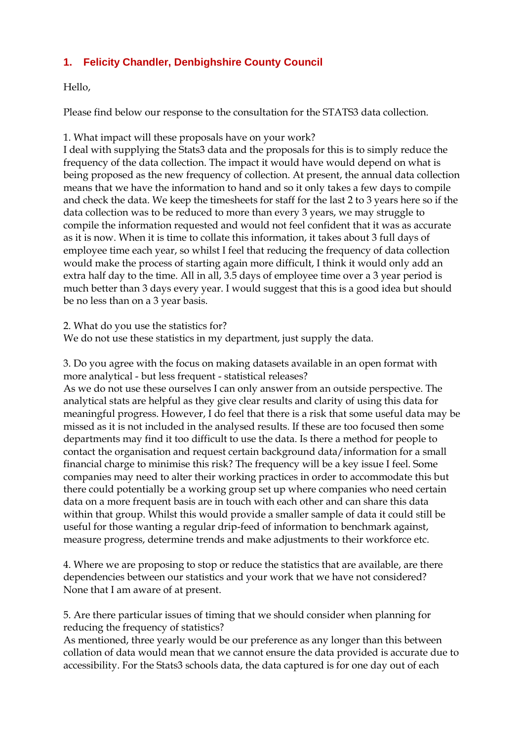## 1. Felicity Chandler, Denbighshire County Council

Hello,

Please find below our response to the consultation for the STATS3 data collection.

1. What impact will these proposals have on your work?
I deal with supplying the Stats3 data and the proposals for this is to simply reduce the frequency of the data collection. The impact it would have would depend on what is being proposed as the new frequency of collection. At present, the annual data collection means that we have the information to hand and so it only takes a few days to compile and check the data. We keep the timesheets for staff for the last 2 to 3 years here so if the data collection was to be reduced to more than every 3 years, we may struggle to compile the information requested and would not feel confident that it was as accurate as it is now. When it is time to collate this information, it takes about 3 full days of employee time each year, so whilst I feel that reducing the frequency of data collection would make the process of starting again more difficult, I think it would only add an extra half day to the time. All in all, 3.5 days of employee time over a 3 year period is much better than 3 days every year. I would suggest that this is a good idea but should be no less than on a 3 year basis.

2. What do you use the statistics for?
We do not use these statistics in my department, just supply the data.

3. Do you agree with the focus on making datasets available in an open format with more analytical - but less frequent - statistical releases?
As we do not use these ourselves I can only answer from an outside perspective. The analytical stats are helpful as they give clear results and clarity of using this data for meaningful progress. However, I do feel that there is a risk that some useful data may be missed as it is not included in the analysed results. If these are too focused then some departments may find it too difficult to use the data. Is there a method for people to contact the organisation and request certain background data/information for a small financial charge to minimise this risk? The frequency will be a key issue I feel. Some companies may need to alter their working practices in order to accommodate this but there could potentially be a working group set up where companies who need certain data on a more frequent basis are in touch with each other and can share this data within that group. Whilst this would provide a smaller sample of data it could still be useful for those wanting a regular drip-feed of information to benchmark against, measure progress, determine trends and make adjustments to their workforce etc.

4. Where we are proposing to stop or reduce the statistics that are available, are there dependencies between our statistics and your work that we have not considered?
None that I am aware of at present.

5. Are there particular issues of timing that we should consider when planning for reducing the frequency of statistics?
As mentioned, three yearly would be our preference as any longer than this between collation of data would mean that we cannot ensure the data provided is accurate due to accessibility. For the Stats3 schools data, the data captured is for one day out of each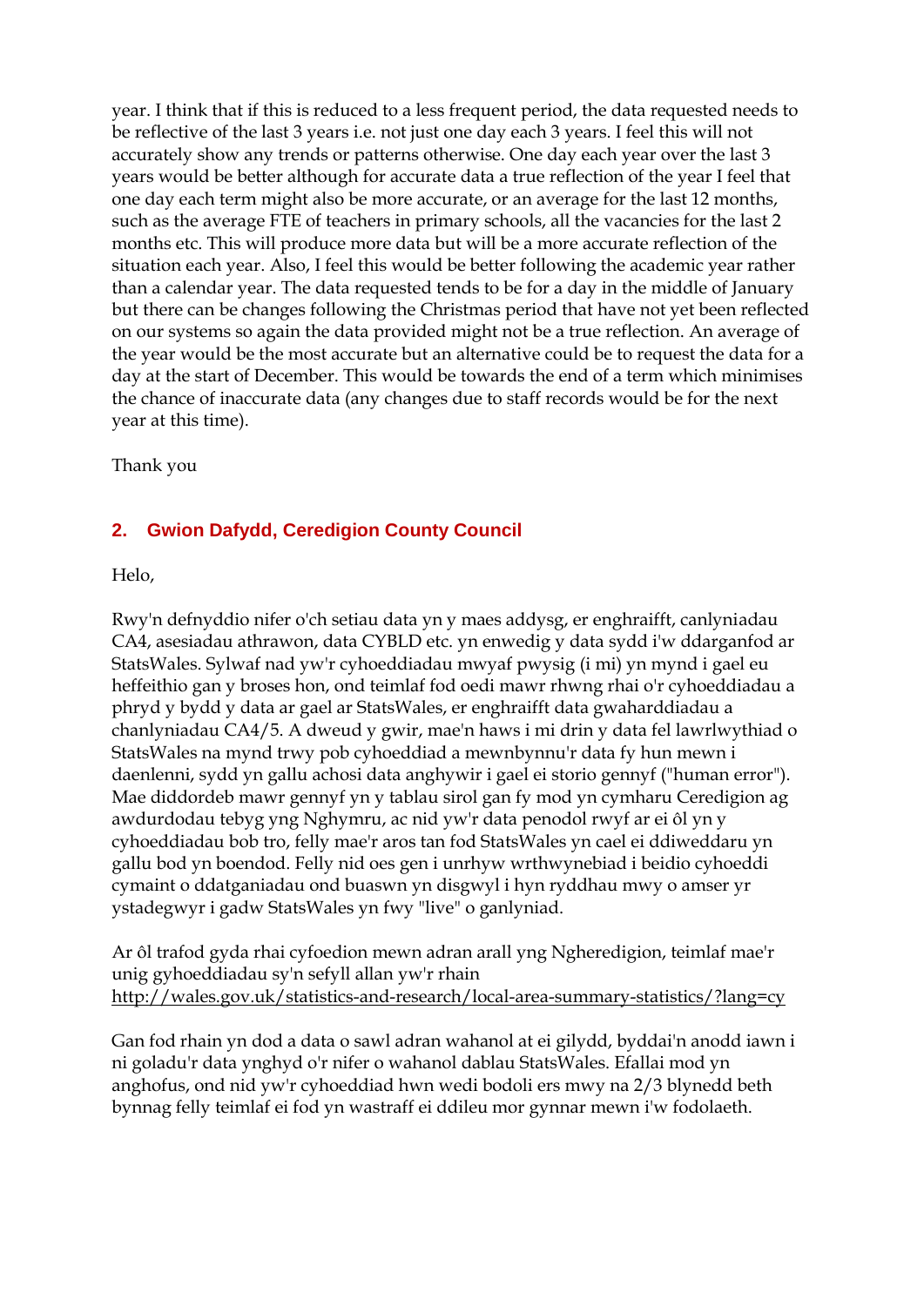year. I think that if this is reduced to a less frequent period, the data requested needs to be reflective of the last 3 years i.e. not just one day each 3 years. I feel this will not accurately show any trends or patterns otherwise. One day each year over the last 3 years would be better although for accurate data a true reflection of the year I feel that one day each term might also be more accurate, or an average for the last 12 months, such as the average FTE of teachers in primary schools, all the vacancies for the last 2 months etc. This will produce more data but will be a more accurate reflection of the situation each year. Also, I feel this would be better following the academic year rather than a calendar year. The data requested tends to be for a day in the middle of January but there can be changes following the Christmas period that have not yet been reflected on our systems so again the data provided might not be a true reflection. An average of the year would be the most accurate but an alternative could be to request the data for a day at the start of December. This would be towards the end of a term which minimises the chance of inaccurate data (any changes due to staff records would be for the next year at this time).

Thank you

## 2. Gwion Dafydd, Ceredigion County Council

Helo,

Rwy'n defnyddio nifer o'ch setiau data yn y maes addysg, er enghraifft, canlyniadau CA4, asesiadau athrawon, data CYBLD etc. yn enwedig y data sydd i'w ddarganfod ar StatsWales. Sylwaf nad yw'r cyhoeddiadau mwyaf pwysig (i mi) yn mynd i gael eu heffeithio gan y broses hon, ond teimlaf fod oedi mawr rhwng rhai o'r cyhoeddiadau a phryd y bydd y data ar gael ar StatsWales, er enghraifft data gwaharddiadau a chanlyniadau CA4/5. A dweud y gwir, mae'n haws i mi drin y data fel lawrlwythiad o StatsWales na mynd trwy pob cyhoeddiad a mewnbynnu'r data fy hun mewn i daenlenni, sydd yn gallu achosi data anghywir i gael ei storio gennyf ("human error"). Mae diddordeb mawr gennyf yn y tablau sirol gan fy mod yn cymharu Ceredigion ag awdurdodau tebyg yng Nghymru, ac nid yw'r data penodol rwyf ar ei ôl yn y cyhoeddiadau bob tro, felly mae'r aros tan fod StatsWales yn cael ei ddiweddaru yn gallu bod yn boendod. Felly nid oes gen i unrhyw wrthwynebiad i beidio cyhoeddi cymaint o ddatganiadau ond buaswn yn disgwyl i hyn ryddhau mwy o amser yr ystadegwyr i gadw StatsWales yn fwy "live" o ganlyniad.

Ar ôl trafod gyda rhai cyfoedion mewn adran arall yng Ngheredigion, teimlaf mae'r unig gyhoeddiadau sy'n sefyll allan yw'r rhain
http://wales.gov.uk/statistics-and-research/local-area-summary-statistics/?lang=cy

Gan fod rhain yn dod a data o sawl adran wahanol at ei gilydd, byddai'n anodd iawn i ni goladu'r data ynghyd o'r nifer o wahanol dablau StatsWales. Efallai mod yn anghofus, ond nid yw'r cyhoeddiad hwn wedi bodoli ers mwy na 2/3 blynedd beth bynnag felly teimlaf ei fod yn wastraff ei ddileu mor gynnar mewn i'w fodolaeth.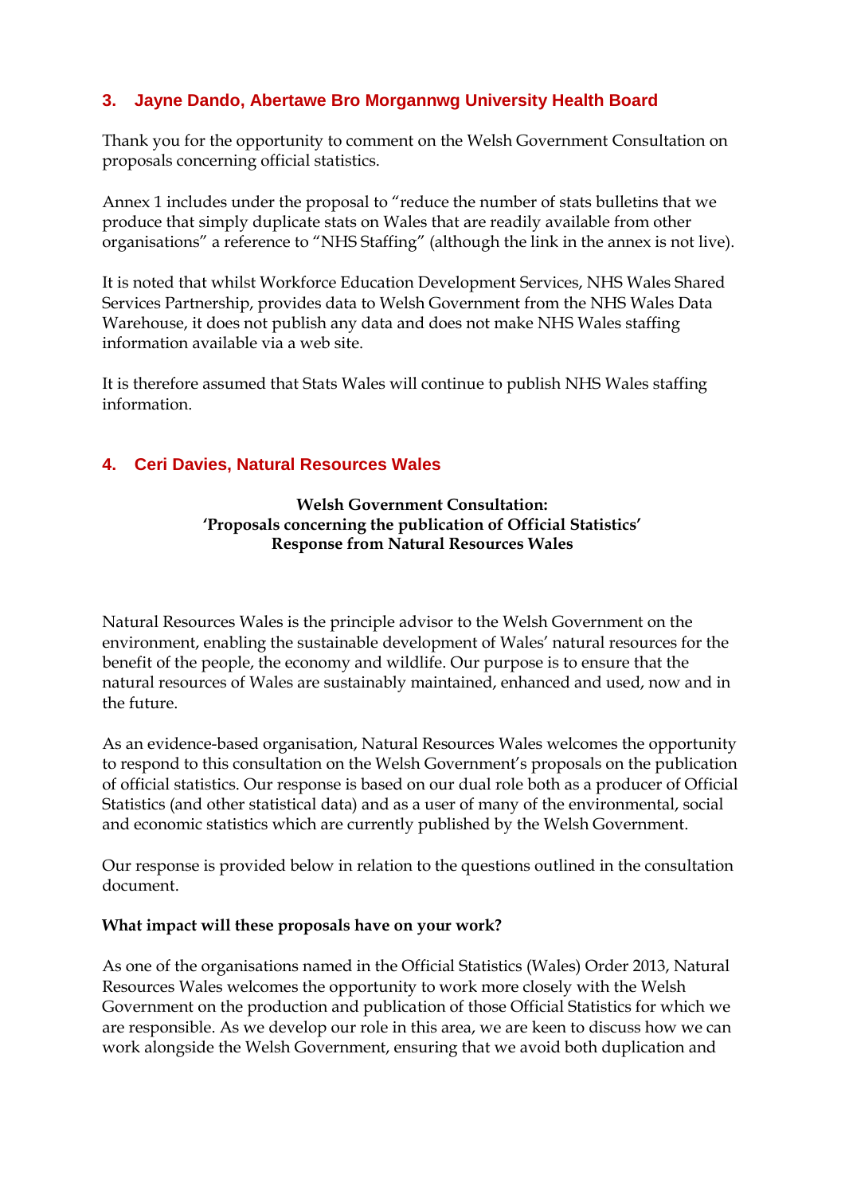### 3. Jayne Dando, Abertawe Bro Morgannwg University Health Board

Thank you for the opportunity to comment on the Welsh Government Consultation on proposals concerning official statistics.

Annex 1 includes under the proposal to "reduce the number of stats bulletins that we produce that simply duplicate stats on Wales that are readily available from other organisations" a reference to "NHS Staffing" (although the link in the annex is not live).

It is noted that whilst Workforce Education Development Services, NHS Wales Shared Services Partnership, provides data to Welsh Government from the NHS Wales Data Warehouse, it does not publish any data and does not make NHS Wales staffing information available via a web site.

It is therefore assumed that Stats Wales will continue to publish NHS Wales staffing information.

### 4. Ceri Davies, Natural Resources Wales

**Welsh Government Consultation:**
**'Proposals concerning the publication of Official Statistics'**
**Response from Natural Resources Wales**

Natural Resources Wales is the principle advisor to the Welsh Government on the environment, enabling the sustainable development of Wales' natural resources for the benefit of the people, the economy and wildlife. Our purpose is to ensure that the natural resources of Wales are sustainably maintained, enhanced and used, now and in the future.

As an evidence-based organisation, Natural Resources Wales welcomes the opportunity to respond to this consultation on the Welsh Government's proposals on the publication of official statistics. Our response is based on our dual role both as a producer of Official Statistics (and other statistical data) and as a user of many of the environmental, social and economic statistics which are currently published by the Welsh Government.

Our response is provided below in relation to the questions outlined in the consultation document.

**What impact will these proposals have on your work?**

As one of the organisations named in the Official Statistics (Wales) Order 2013, Natural Resources Wales welcomes the opportunity to work more closely with the Welsh Government on the production and publication of those Official Statistics for which we are responsible. As we develop our role in this area, we are keen to discuss how we can work alongside the Welsh Government, ensuring that we avoid both duplication and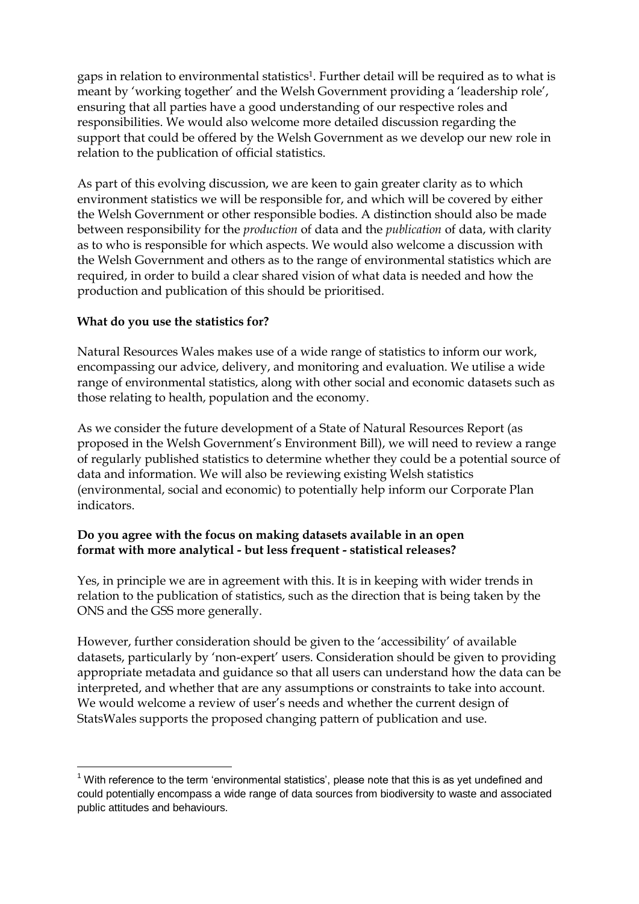gaps in relation to environmental statistics[1]. Further detail will be required as to what is meant by 'working together' and the Welsh Government providing a 'leadership role', ensuring that all parties have a good understanding of our respective roles and responsibilities. We would also welcome more detailed discussion regarding the support that could be offered by the Welsh Government as we develop our new role in relation to the publication of official statistics.

As part of this evolving discussion, we are keen to gain greater clarity as to which environment statistics we will be responsible for, and which will be covered by either the Welsh Government or other responsible bodies. A distinction should also be made between responsibility for the *production* of data and the *publication* of data, with clarity as to who is responsible for which aspects. We would also welcome a discussion with the Welsh Government and others as to the range of environmental statistics which are required, in order to build a clear shared vision of what data is needed and how the production and publication of this should be prioritised.

**What do you use the statistics for?**

Natural Resources Wales makes use of a wide range of statistics to inform our work, encompassing our advice, delivery, and monitoring and evaluation. We utilise a wide range of environmental statistics, along with other social and economic datasets such as those relating to health, population and the economy.

As we consider the future development of a State of Natural Resources Report (as proposed in the Welsh Government's Environment Bill), we will need to review a range of regularly published statistics to determine whether they could be a potential source of data and information. We will also be reviewing existing Welsh statistics (environmental, social and economic) to potentially help inform our Corporate Plan indicators.

**Do you agree with the focus on making datasets available in an open format with more analytical - but less frequent - statistical releases?**

Yes, in principle we are in agreement with this. It is in keeping with wider trends in relation to the publication of statistics, such as the direction that is being taken by the ONS and the GSS more generally.

However, further consideration should be given to the 'accessibility' of available datasets, particularly by 'non-expert' users. Consideration should be given to providing appropriate metadata and guidance so that all users can understand how the data can be interpreted, and whether that are any assumptions or constraints to take into account. We would welcome a review of user's needs and whether the current design of StatsWales supports the proposed changing pattern of publication and use.

[1] With reference to the term 'environmental statistics', please note that this is as yet undefined and could potentially encompass a wide range of data sources from biodiversity to waste and associated public attitudes and behaviours.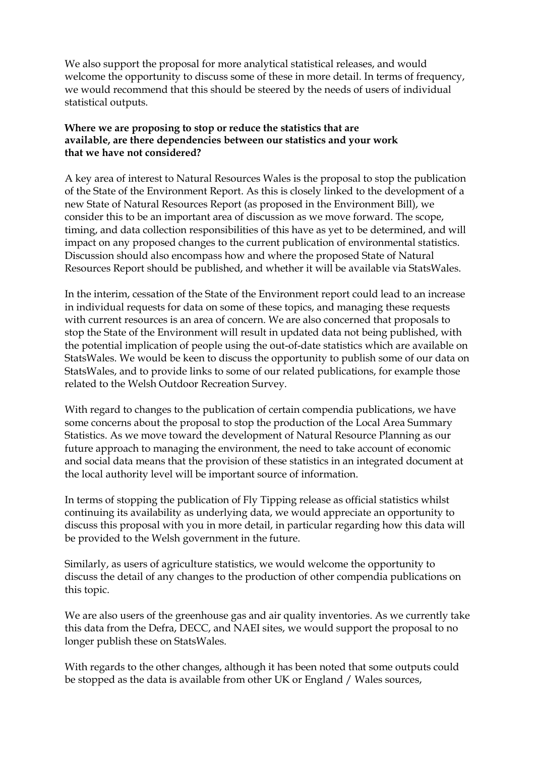We also support the proposal for more analytical statistical releases, and would welcome the opportunity to discuss some of these in more detail. In terms of frequency, we would recommend that this should be steered by the needs of users of individual statistical outputs.

**Where we are proposing to stop or reduce the statistics that are available, are there dependencies between our statistics and your work that we have not considered?**

A key area of interest to Natural Resources Wales is the proposal to stop the publication of the State of the Environment Report. As this is closely linked to the development of a new State of Natural Resources Report (as proposed in the Environment Bill), we consider this to be an important area of discussion as we move forward. The scope, timing, and data collection responsibilities of this have as yet to be determined, and will impact on any proposed changes to the current publication of environmental statistics. Discussion should also encompass how and where the proposed State of Natural Resources Report should be published, and whether it will be available via StatsWales.

In the interim, cessation of the State of the Environment report could lead to an increase in individual requests for data on some of these topics, and managing these requests with current resources is an area of concern. We are also concerned that proposals to stop the State of the Environment will result in updated data not being published, with the potential implication of people using the out-of-date statistics which are available on StatsWales. We would be keen to discuss the opportunity to publish some of our data on StatsWales, and to provide links to some of our related publications, for example those related to the Welsh Outdoor Recreation Survey.

With regard to changes to the publication of certain compendia publications, we have some concerns about the proposal to stop the production of the Local Area Summary Statistics. As we move toward the development of Natural Resource Planning as our future approach to managing the environment, the need to take account of economic and social data means that the provision of these statistics in an integrated document at the local authority level will be important source of information.

In terms of stopping the publication of Fly Tipping release as official statistics whilst continuing its availability as underlying data, we would appreciate an opportunity to discuss this proposal with you in more detail, in particular regarding how this data will be provided to the Welsh government in the future.

Similarly, as users of agriculture statistics, we would welcome the opportunity to discuss the detail of any changes to the production of other compendia publications on this topic.

We are also users of the greenhouse gas and air quality inventories. As we currently take this data from the Defra, DECC, and NAEI sites, we would support the proposal to no longer publish these on StatsWales.

With regards to the other changes, although it has been noted that some outputs could be stopped as the data is available from other UK or England / Wales sources,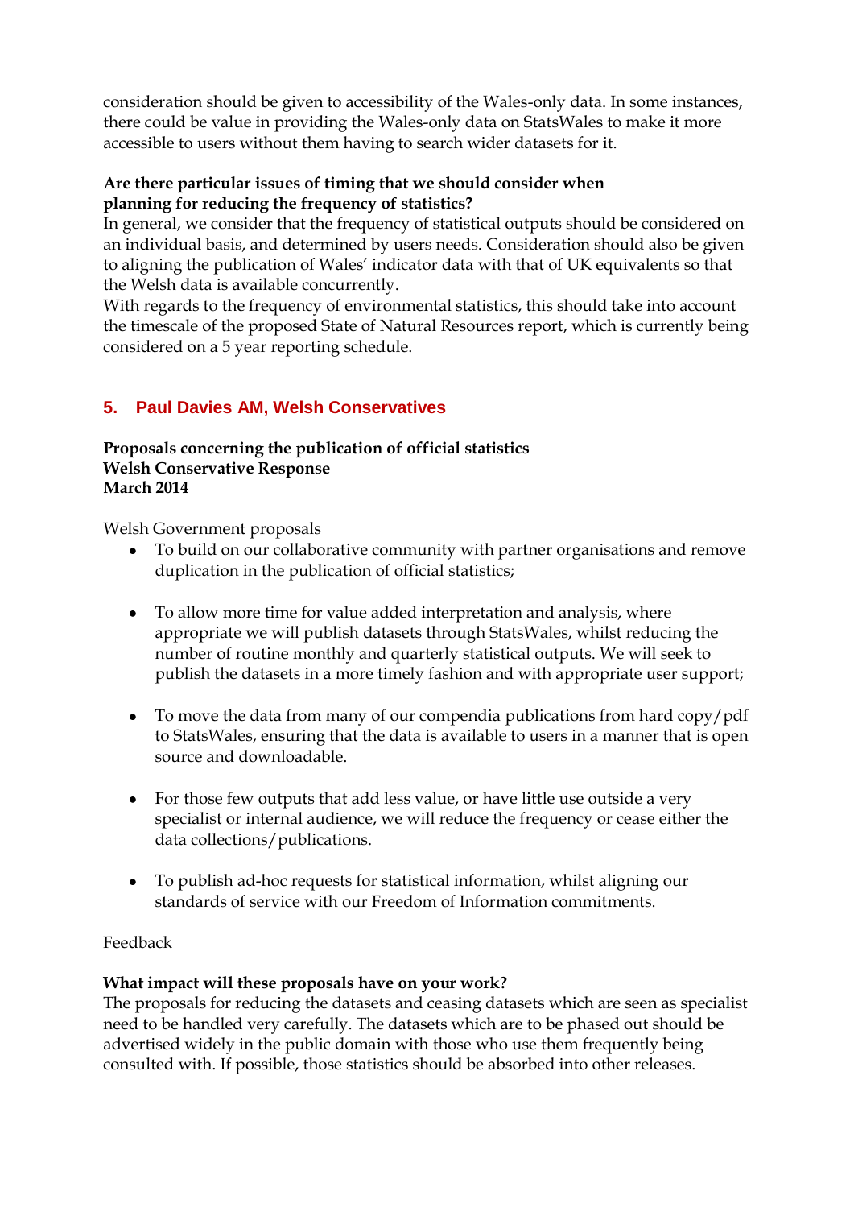consideration should be given to accessibility of the Wales-only data. In some instances, there could be value in providing the Wales-only data on StatsWales to make it more accessible to users without them having to search wider datasets for it.

**Are there particular issues of timing that we should consider when planning for reducing the frequency of statistics?**

In general, we consider that the frequency of statistical outputs should be considered on an individual basis, and determined by users needs. Consideration should also be given to aligning the publication of Wales' indicator data with that of UK equivalents so that the Welsh data is available concurrently.

With regards to the frequency of environmental statistics, this should take into account the timescale of the proposed State of Natural Resources report, which is currently being considered on a 5 year reporting schedule.

## 5. Paul Davies AM, Welsh Conservatives

**Proposals concerning the publication of official statistics**
**Welsh Conservative Response**
**March 2014**

Welsh Government proposals

- To build on our collaborative community with partner organisations and remove duplication in the publication of official statistics;
- To allow more time for value added interpretation and analysis, where appropriate we will publish datasets through StatsWales, whilst reducing the number of routine monthly and quarterly statistical outputs. We will seek to publish the datasets in a more timely fashion and with appropriate user support;
- To move the data from many of our compendia publications from hard copy/pdf to StatsWales, ensuring that the data is available to users in a manner that is open source and downloadable.
- For those few outputs that add less value, or have little use outside a very specialist or internal audience, we will reduce the frequency or cease either the data collections/publications.
- To publish ad-hoc requests for statistical information, whilst aligning our standards of service with our Freedom of Information commitments.

Feedback

**What impact will these proposals have on your work?**

The proposals for reducing the datasets and ceasing datasets which are seen as specialist need to be handled very carefully. The datasets which are to be phased out should be advertised widely in the public domain with those who use them frequently being consulted with. If possible, those statistics should be absorbed into other releases.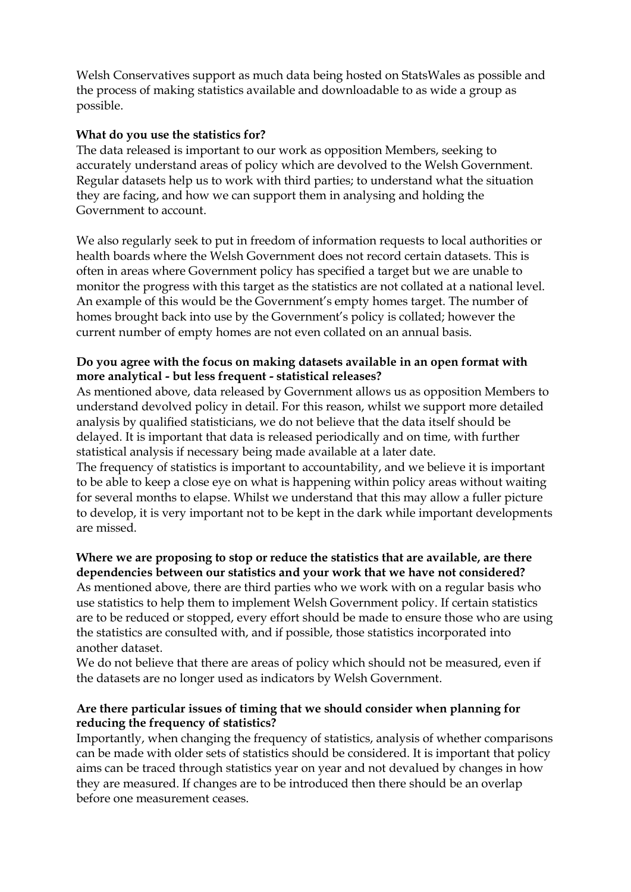Welsh Conservatives support as much data being hosted on StatsWales as possible and the process of making statistics available and downloadable to as wide a group as possible.

**What do you use the statistics for?**

The data released is important to our work as opposition Members, seeking to accurately understand areas of policy which are devolved to the Welsh Government. Regular datasets help us to work with third parties; to understand what the situation they are facing, and how we can support them in analysing and holding the Government to account.

We also regularly seek to put in freedom of information requests to local authorities or health boards where the Welsh Government does not record certain datasets. This is often in areas where Government policy has specified a target but we are unable to monitor the progress with this target as the statistics are not collated at a national level. An example of this would be the Government's empty homes target. The number of homes brought back into use by the Government's policy is collated; however the current number of empty homes are not even collated on an annual basis.

**Do you agree with the focus on making datasets available in an open format with more analytical - but less frequent - statistical releases?**

As mentioned above, data released by Government allows us as opposition Members to understand devolved policy in detail. For this reason, whilst we support more detailed analysis by qualified statisticians, we do not believe that the data itself should be delayed. It is important that data is released periodically and on time, with further statistical analysis if necessary being made available at a later date.

The frequency of statistics is important to accountability, and we believe it is important to be able to keep a close eye on what is happening within policy areas without waiting for several months to elapse. Whilst we understand that this may allow a fuller picture to develop, it is very important not to be kept in the dark while important developments are missed.

**Where we are proposing to stop or reduce the statistics that are available, are there dependencies between our statistics and your work that we have not considered?**

As mentioned above, there are third parties who we work with on a regular basis who use statistics to help them to implement Welsh Government policy. If certain statistics are to be reduced or stopped, every effort should be made to ensure those who are using the statistics are consulted with, and if possible, those statistics incorporated into another dataset.

We do not believe that there are areas of policy which should not be measured, even if the datasets are no longer used as indicators by Welsh Government.

**Are there particular issues of timing that we should consider when planning for reducing the frequency of statistics?**

Importantly, when changing the frequency of statistics, analysis of whether comparisons can be made with older sets of statistics should be considered. It is important that policy aims can be traced through statistics year on year and not devalued by changes in how they are measured. If changes are to be introduced then there should be an overlap before one measurement ceases.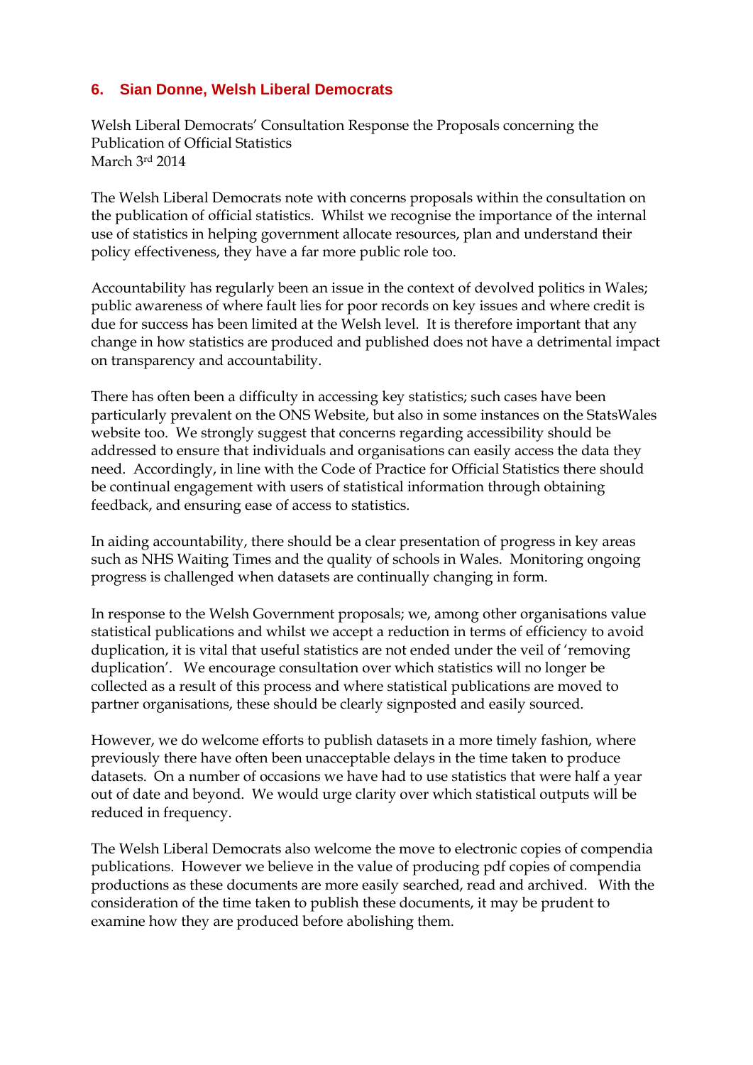## 6. Sian Donne, Welsh Liberal Democrats

Welsh Liberal Democrats' Consultation Response the Proposals concerning the Publication of Official Statistics
March 3rd 2014

The Welsh Liberal Democrats note with concerns proposals within the consultation on the publication of official statistics. Whilst we recognise the importance of the internal use of statistics in helping government allocate resources, plan and understand their policy effectiveness, they have a far more public role too.

Accountability has regularly been an issue in the context of devolved politics in Wales; public awareness of where fault lies for poor records on key issues and where credit is due for success has been limited at the Welsh level. It is therefore important that any change in how statistics are produced and published does not have a detrimental impact on transparency and accountability.

There has often been a difficulty in accessing key statistics; such cases have been particularly prevalent on the ONS Website, but also in some instances on the StatsWales website too. We strongly suggest that concerns regarding accessibility should be addressed to ensure that individuals and organisations can easily access the data they need. Accordingly, in line with the Code of Practice for Official Statistics there should be continual engagement with users of statistical information through obtaining feedback, and ensuring ease of access to statistics.

In aiding accountability, there should be a clear presentation of progress in key areas such as NHS Waiting Times and the quality of schools in Wales. Monitoring ongoing progress is challenged when datasets are continually changing in form.

In response to the Welsh Government proposals; we, among other organisations value statistical publications and whilst we accept a reduction in terms of efficiency to avoid duplication, it is vital that useful statistics are not ended under the veil of 'removing duplication'. We encourage consultation over which statistics will no longer be collected as a result of this process and where statistical publications are moved to partner organisations, these should be clearly signposted and easily sourced.

However, we do welcome efforts to publish datasets in a more timely fashion, where previously there have often been unacceptable delays in the time taken to produce datasets. On a number of occasions we have had to use statistics that were half a year out of date and beyond. We would urge clarity over which statistical outputs will be reduced in frequency.

The Welsh Liberal Democrats also welcome the move to electronic copies of compendia publications. However we believe in the value of producing pdf copies of compendia productions as these documents are more easily searched, read and archived. With the consideration of the time taken to publish these documents, it may be prudent to examine how they are produced before abolishing them.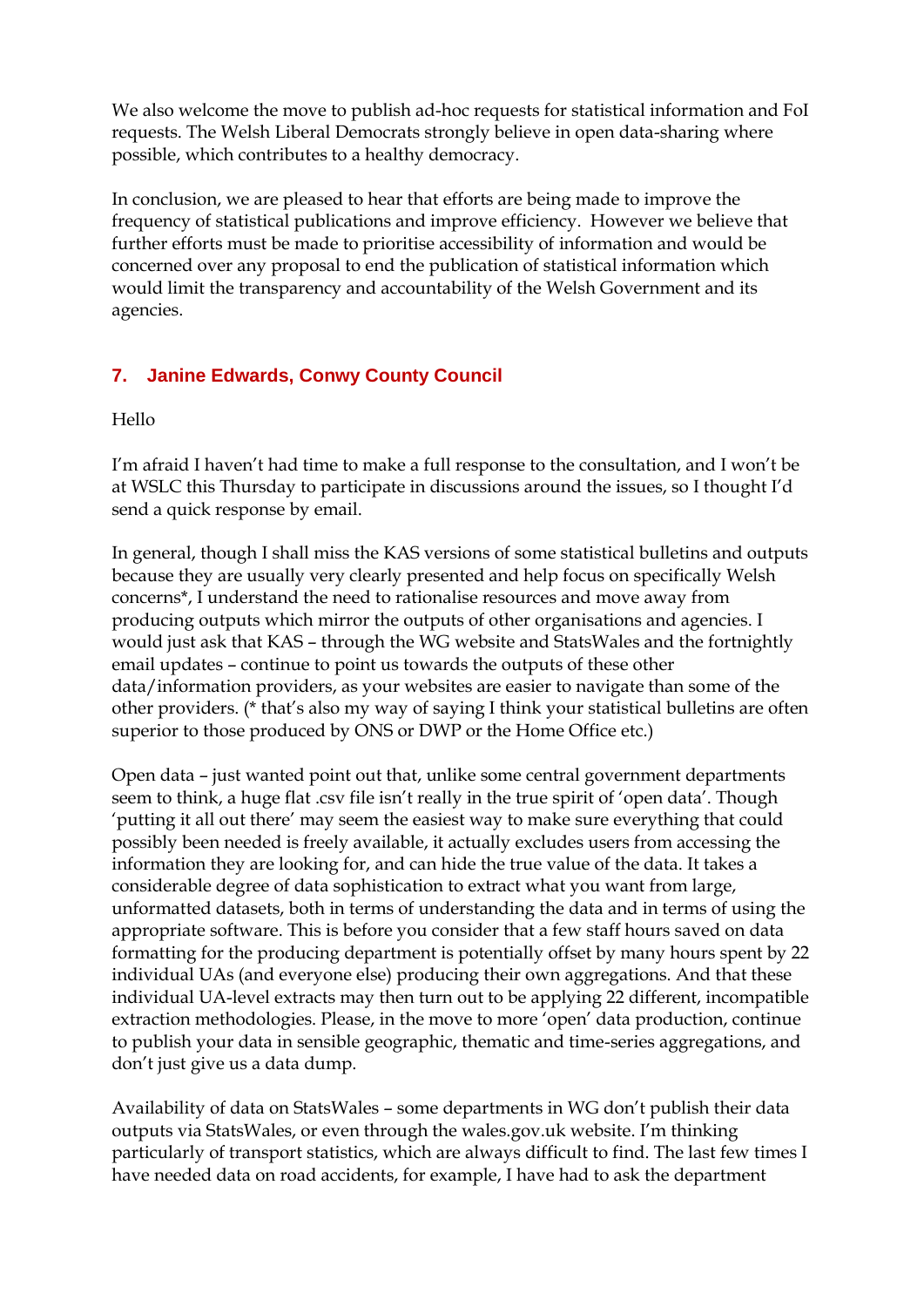We also welcome the move to publish ad-hoc requests for statistical information and FoI requests. The Welsh Liberal Democrats strongly believe in open data-sharing where possible, which contributes to a healthy democracy.

In conclusion, we are pleased to hear that efforts are being made to improve the frequency of statistical publications and improve efficiency. However we believe that further efforts must be made to prioritise accessibility of information and would be concerned over any proposal to end the publication of statistical information which would limit the transparency and accountability of the Welsh Government and its agencies.

## 7. Janine Edwards, Conwy County Council

Hello

I'm afraid I haven't had time to make a full response to the consultation, and I won't be at WSLC this Thursday to participate in discussions around the issues, so I thought I'd send a quick response by email.

In general, though I shall miss the KAS versions of some statistical bulletins and outputs because they are usually very clearly presented and help focus on specifically Welsh concerns*, I understand the need to rationalise resources and move away from producing outputs which mirror the outputs of other organisations and agencies. I would just ask that KAS – through the WG website and StatsWales and the fortnightly email updates – continue to point us towards the outputs of these other data/information providers, as your websites are easier to navigate than some of the other providers. (* that's also my way of saying I think your statistical bulletins are often superior to those produced by ONS or DWP or the Home Office etc.)

Open data – just wanted point out that, unlike some central government departments seem to think, a huge flat .csv file isn't really in the true spirit of 'open data'. Though 'putting it all out there' may seem the easiest way to make sure everything that could possibly been needed is freely available, it actually excludes users from accessing the information they are looking for, and can hide the true value of the data. It takes a considerable degree of data sophistication to extract what you want from large, unformatted datasets, both in terms of understanding the data and in terms of using the appropriate software. This is before you consider that a few staff hours saved on data formatting for the producing department is potentially offset by many hours spent by 22 individual UAs (and everyone else) producing their own aggregations. And that these individual UA-level extracts may then turn out to be applying 22 different, incompatible extraction methodologies. Please, in the move to more 'open' data production, continue to publish your data in sensible geographic, thematic and time-series aggregations, and don't just give us a data dump.

Availability of data on StatsWales – some departments in WG don't publish their data outputs via StatsWales, or even through the wales.gov.uk website. I'm thinking particularly of transport statistics, which are always difficult to find. The last few times I have needed data on road accidents, for example, I have had to ask the department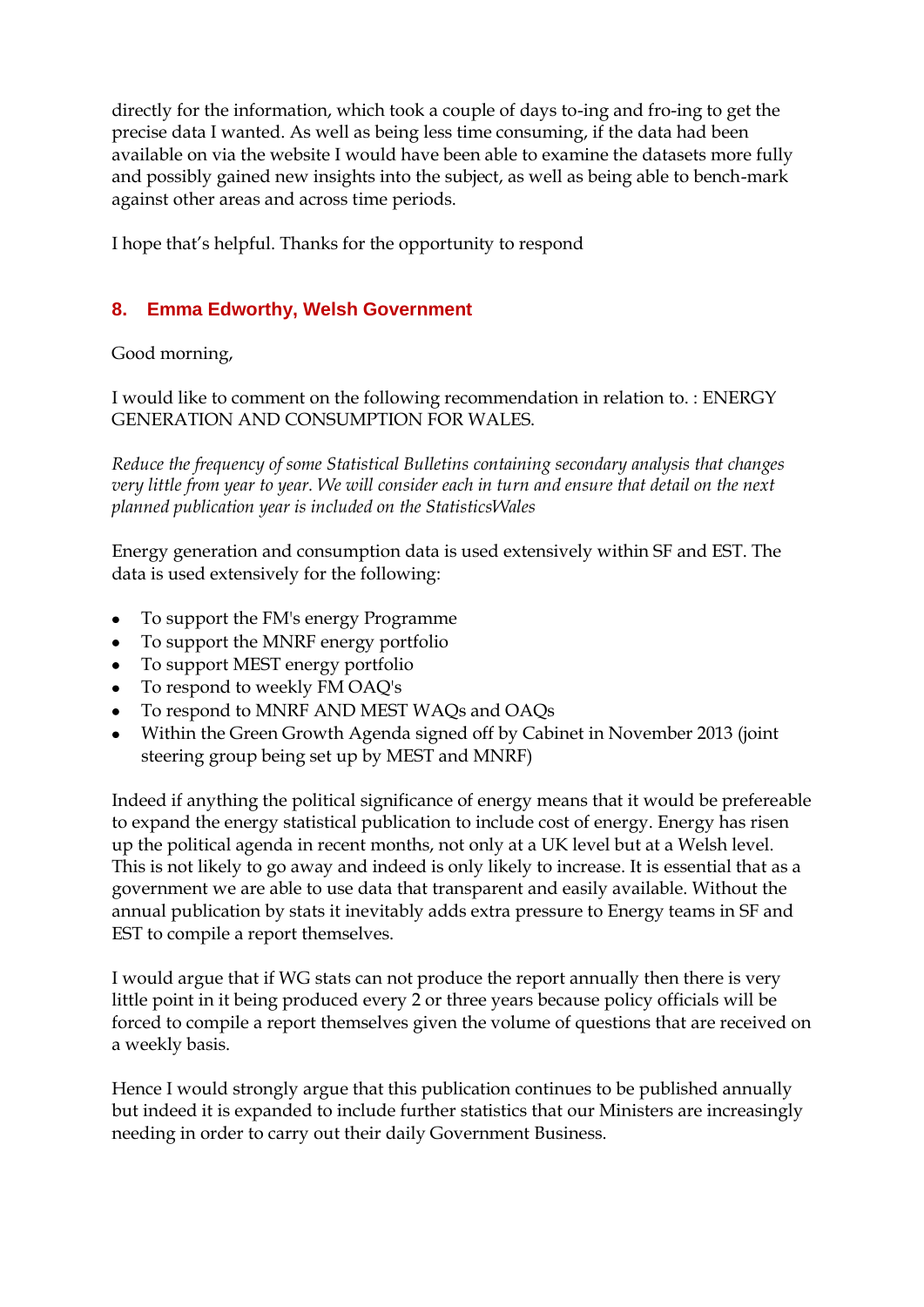directly for the information, which took a couple of days to-ing and fro-ing to get the precise data I wanted. As well as being less time consuming, if the data had been available on via the website I would have been able to examine the datasets more fully and possibly gained new insights into the subject, as well as being able to bench-mark against other areas and across time periods.

I hope that's helpful. Thanks for the opportunity to respond

## 8. Emma Edworthy, Welsh Government

Good morning,

I would like to comment on the following recommendation in relation to. : ENERGY GENERATION AND CONSUMPTION FOR WALES.

*Reduce the frequency of some Statistical Bulletins containing secondary analysis that changes very little from year to year. We will consider each in turn and ensure that detail on the next planned publication year is included on the StatisticsWales*

Energy generation and consumption data is used extensively within SF and EST. The data is used extensively for the following:

- To support the FM's energy Programme
- To support the MNRF energy portfolio
- To support MEST energy portfolio
- To respond to weekly FM OAQ's
- To respond to MNRF AND MEST WAQs and OAQs
- Within the Green Growth Agenda signed off by Cabinet in November 2013 (joint steering group being set up by MEST and MNRF)

Indeed if anything the political significance of energy means that it would be prefereable to expand the energy statistical publication to include cost of energy. Energy has risen up the political agenda in recent months, not only at a UK level but at a Welsh level. This is not likely to go away and indeed is only likely to increase. It is essential that as a government we are able to use data that transparent and easily available. Without the annual publication by stats it inevitably adds extra pressure to Energy teams in SF and EST to compile a report themselves.

I would argue that if WG stats can not produce the report annually then there is very little point in it being produced every 2 or three years because policy officials will be forced to compile a report themselves given the volume of questions that are received on a weekly basis.

Hence I would strongly argue that this publication continues to be published annually but indeed it is expanded to include further statistics that our Ministers are increasingly needing in order to carry out their daily Government Business.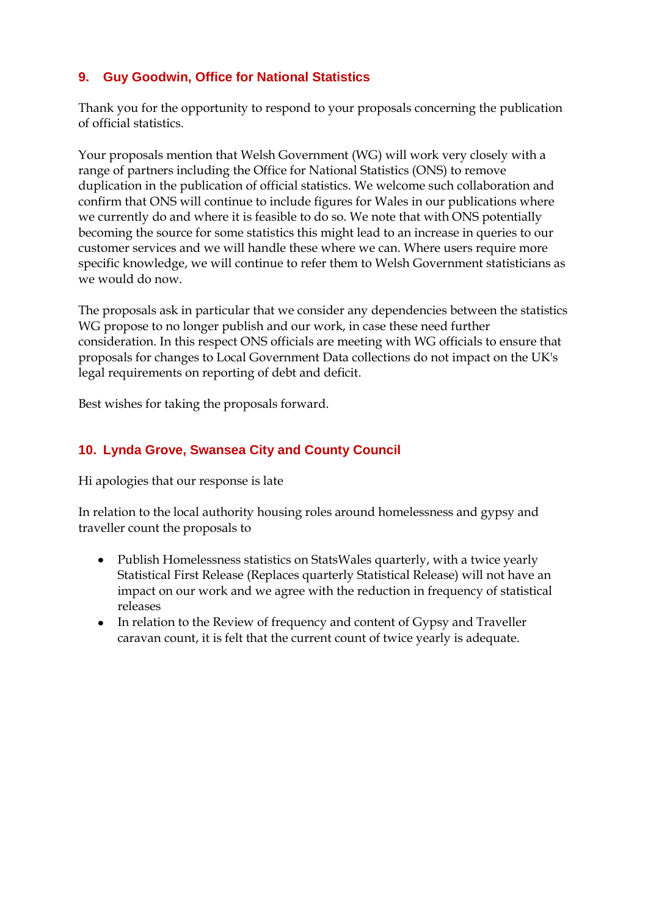## 9. Guy Goodwin, Office for National Statistics

Thank you for the opportunity to respond to your proposals concerning the publication of official statistics.

Your proposals mention that Welsh Government (WG) will work very closely with a range of partners including the Office for National Statistics (ONS) to remove duplication in the publication of official statistics. We welcome such collaboration and confirm that ONS will continue to include figures for Wales in our publications where we currently do and where it is feasible to do so. We note that with ONS potentially becoming the source for some statistics this might lead to an increase in queries to our customer services and we will handle these where we can. Where users require more specific knowledge, we will continue to refer them to Welsh Government statisticians as we would do now.

The proposals ask in particular that we consider any dependencies between the statistics WG propose to no longer publish and our work, in case these need further consideration. In this respect ONS officials are meeting with WG officials to ensure that proposals for changes to Local Government Data collections do not impact on the UK's legal requirements on reporting of debt and deficit.

Best wishes for taking the proposals forward.

## 10. Lynda Grove, Swansea City and County Council

Hi apologies that our response is late

In relation to the local authority housing roles around homelessness and gypsy and traveller count the proposals to

- Publish Homelessness statistics on StatsWales quarterly, with a twice yearly Statistical First Release (Replaces quarterly Statistical Release) will not have an impact on our work and we agree with the reduction in frequency of statistical releases
- In relation to the Review of frequency and content of Gypsy and Traveller caravan count, it is felt that the current count of twice yearly is adequate.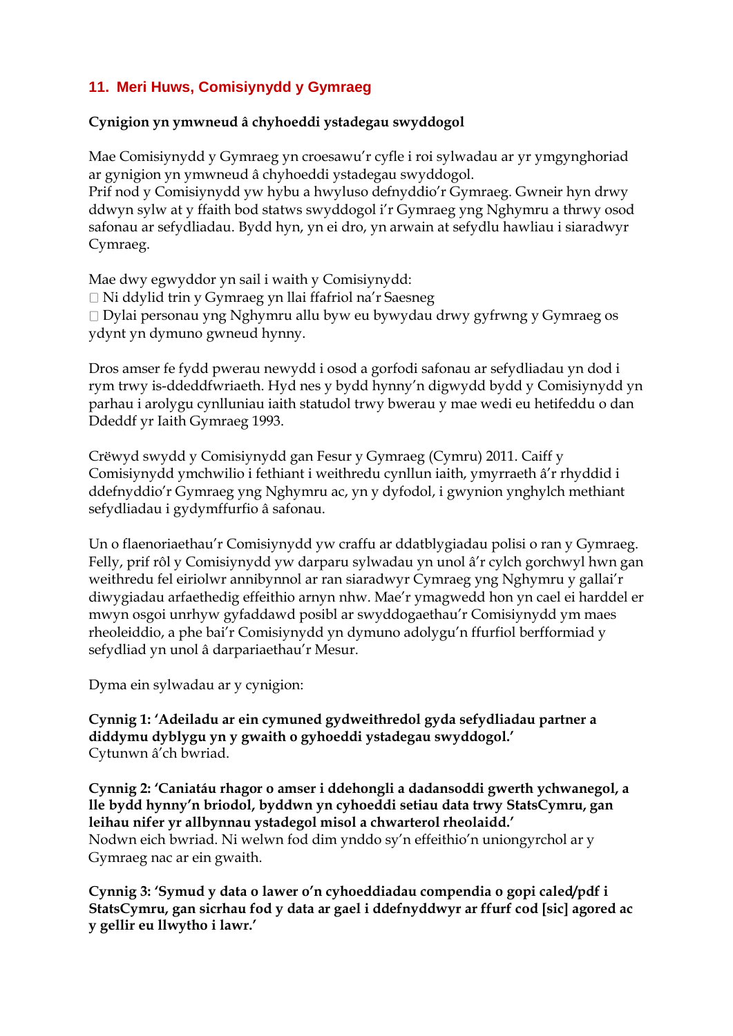## 11. Meri Huws, Comisiynydd y Gymraeg

**Cynigion yn ymwneud â chyhoeddi ystadegau swyddogol**

Mae Comisiynydd y Gymraeg yn croesawu'r cyfle i roi sylwadau ar yr ymgynghoriad ar gynigion yn ymwneud â chyhoeddi ystadegau swyddogol.
Prif nod y Comisiynydd yw hybu a hwyluso defnyddio'r Gymraeg. Gwneir hyn drwy ddwyn sylw at y ffaith bod statws swyddogol i'r Gymraeg yng Nghymru a thrwy osod safonau ar sefydliadau. Bydd hyn, yn ei dro, yn arwain at sefydlu hawliau i siaradwyr Cymraeg.

Mae dwy egwyddor yn sail i waith y Comisiynydd:
- Ni ddylid trin y Gymraeg yn llai ffafriol na'r Saesneg
- Dylai personau yng Nghymru allu byw eu bywydau drwy gyfrwng y Gymraeg os ydynt yn dymuno gwneud hynny.

Dros amser fe fydd pwerau newydd i osod a gorfodi safonau ar sefydliadau yn dod i rym trwy is-ddeddfwriaeth. Hyd nes y bydd hynny'n digwydd bydd y Comisiynydd yn parhau i arolygu cynlluniau iaith statudol trwy bwerau y mae wedi eu hetifeddu o dan Ddeddf yr Iaith Gymraeg 1993.

Crëwyd swydd y Comisiynydd gan Fesur y Gymraeg (Cymru) 2011. Caiff y Comisiynydd ymchwilio i fethiant i weithredu cynllun iaith, ymyrraeth â'r rhyddid i ddefnyddio'r Gymraeg yng Nghymru ac, yn y dyfodol, i gwynion ynghylch methiant sefydliadau i gydymffurfio â safonau.

Un o flaenoriaethau'r Comisiynydd yw craffu ar ddatblygiadau polisi o ran y Gymraeg. Felly, prif rôl y Comisiynydd yw darparu sylwadau yn unol â'r cylch gorchwyl hwn gan weithredu fel eiriolwr annibynnol ar ran siaradwyr Cymraeg yng Nghymru y gallai'r diwygiadau arfaethedig effeithio arnyn nhw. Mae'r ymagwedd hon yn cael ei harddel er mwyn osgoi unrhyw gyfaddawd posibl ar swyddogaethau'r Comisiynydd ym maes rheoleiddio, a phe bai'r Comisiynydd yn dymuno adolygu'n ffurfiol berfformiad y sefydliad yn unol â darpariaethau'r Mesur.

Dyma ein sylwadau ar y cynigion:

**Cynnig 1: 'Adeiladu ar ein cymuned gydweithredol gyda sefydliadau partner a diddymu dyblygu yn y gwaith o gyhoeddi ystadegau swyddogol.'**
Cytunwn â'ch bwriad.

**Cynnig 2: 'Caniatáu rhagor o amser i ddehongli a dadansoddi gwerth ychwanegol, a lle bydd hynny'n briodol, byddwn yn cyhoeddi setiau data trwy StatsCymru, gan leihau nifer yr allbynnau ystadegol misol a chwarterol rheolaidd.'**
Nodwn eich bwriad. Ni welwn fod dim ynddo sy'n effeithio'n uniongyrchol ar y Gymraeg nac ar ein gwaith.

**Cynnig 3: 'Symud y data o lawer o'n cyhoeddiadau compendia o gopi caled/pdf i StatsCymru, gan sicrhau fod y data ar gael i ddefnyddwyr ar ffurf cod [sic] agored ac y gellir eu llwytho i lawr.'**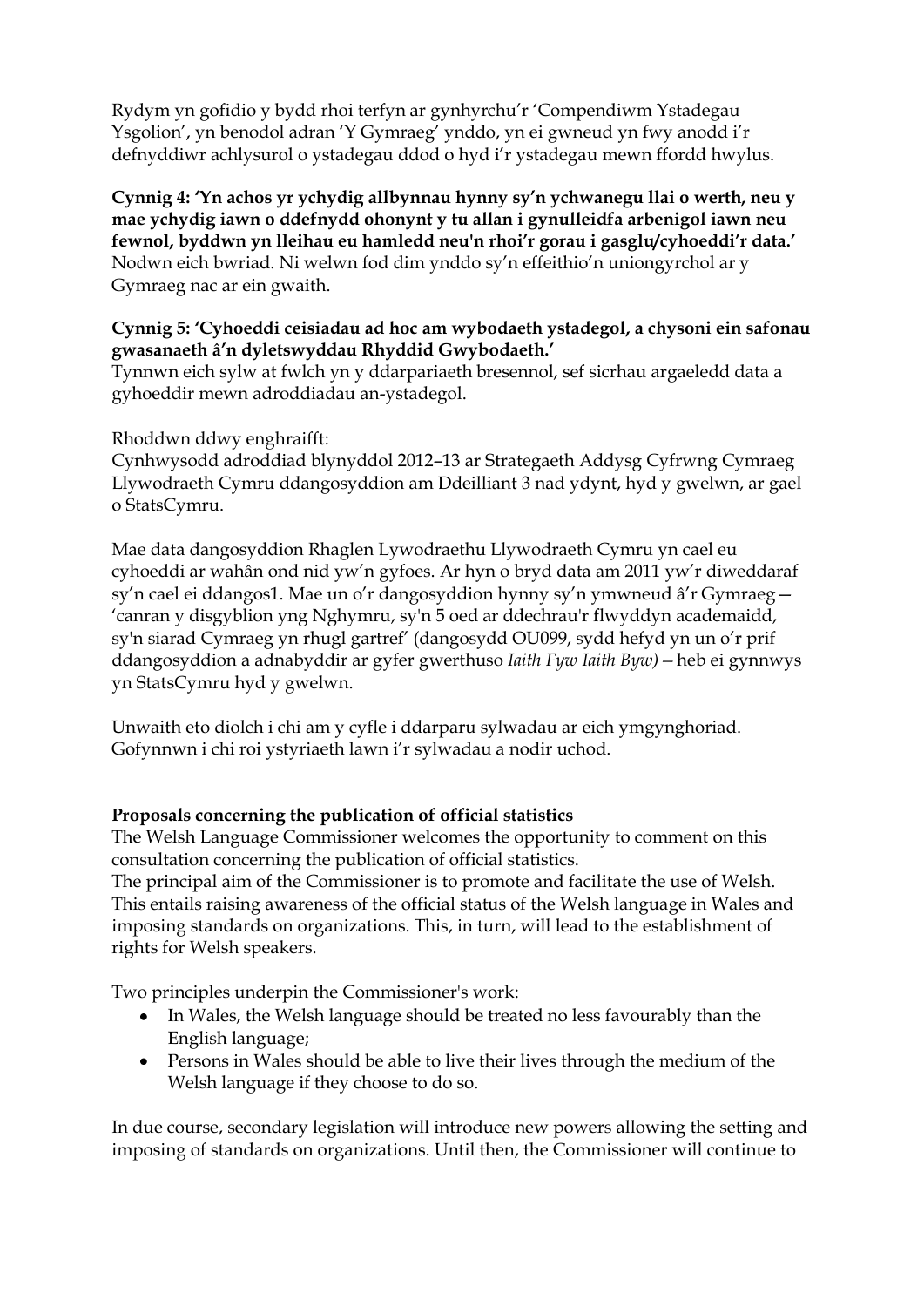Rydym yn gofidio y bydd rhoi terfyn ar gynhyrchu'r 'Compendiwm Ystadegau Ysgolion', yn benodol adran 'Y Gymraeg' ynddo, yn ei gwneud yn fwy anodd i'r defnyddiwr achlysurol o ystadegau ddod o hyd i'r ystadegau mewn ffordd hwylus.

**Cynnig 4: 'Yn achos yr ychydig allbynnau hynny sy'n ychwanegu llai o werth, neu y mae ychydig iawn o ddefnydd ohonynt y tu allan i gynulleidfa arbenigol iawn neu fewnol, byddwn yn lleihau eu hamledd neu'n rhoi'r gorau i gasglu/cyhoeddi'r data.'**
Nodwn eich bwriad. Ni welwn fod dim ynddo sy'n effeithio'n uniongyrchol ar y Gymraeg nac ar ein gwaith.

**Cynnig 5: 'Cyhoeddi ceisiadau ad hoc am wybodaeth ystadegol, a chysoni ein safonau gwasanaeth â'n dyletswyddau Rhyddid Gwybodaeth.'**
Tynnwn eich sylw at fwlch yn y ddarpariaeth bresennol, sef sicrhau argaeledd data a gyhoeddir mewn adroddiadau an-ystadegol.

Rhoddwn ddwy enghraifft:
Cynhwysodd adroddiad blynyddol 2012–13 ar Strategaeth Addysg Cyfrwng Cymraeg Llywodraeth Cymru ddangosyddion am Ddeilliant 3 nad ydynt, hyd y gwelwn, ar gael o StatsCymru.

Mae data dangosyddion Rhaglen Lywodraethu Llywodraeth Cymru yn cael eu cyhoeddi ar wahân ond nid yw'n gyfoes. Ar hyn o bryd data am 2011 yw'r diweddaraf sy'n cael ei ddangos[1]. Mae un o'r dangosyddion hynny sy'n ymwneud â'r Gymraeg — 'canran y disgyblion yng Nghymru, sy'n 5 oed ar ddechrau'r flwyddyn academaidd, sy'n siarad Cymraeg yn rhugl gartref' (dangosydd OU099, sydd hefyd yn un o'r prif ddangosyddion a adnabyddir ar gyfer gwerthuso *Iaith Fyw Iaith Byw)* – heb ei gynnwys yn StatsCymru hyd y gwelwn.

Unwaith eto diolch i chi am y cyfle i ddarparu sylwadau ar eich ymgynghoriad. Gofynnwn i chi roi ystyriaeth lawn i'r sylwadau a nodir uchod.

**Proposals concerning the publication of official statistics**
The Welsh Language Commissioner welcomes the opportunity to comment on this consultation concerning the publication of official statistics.
The principal aim of the Commissioner is to promote and facilitate the use of Welsh. This entails raising awareness of the official status of the Welsh language in Wales and imposing standards on organizations. This, in turn, will lead to the establishment of rights for Welsh speakers.

Two principles underpin the Commissioner's work:

- In Wales, the Welsh language should be treated no less favourably than the English language;
- Persons in Wales should be able to live their lives through the medium of the Welsh language if they choose to do so.

In due course, secondary legislation will introduce new powers allowing the setting and imposing of standards on organizations. Until then, the Commissioner will continue to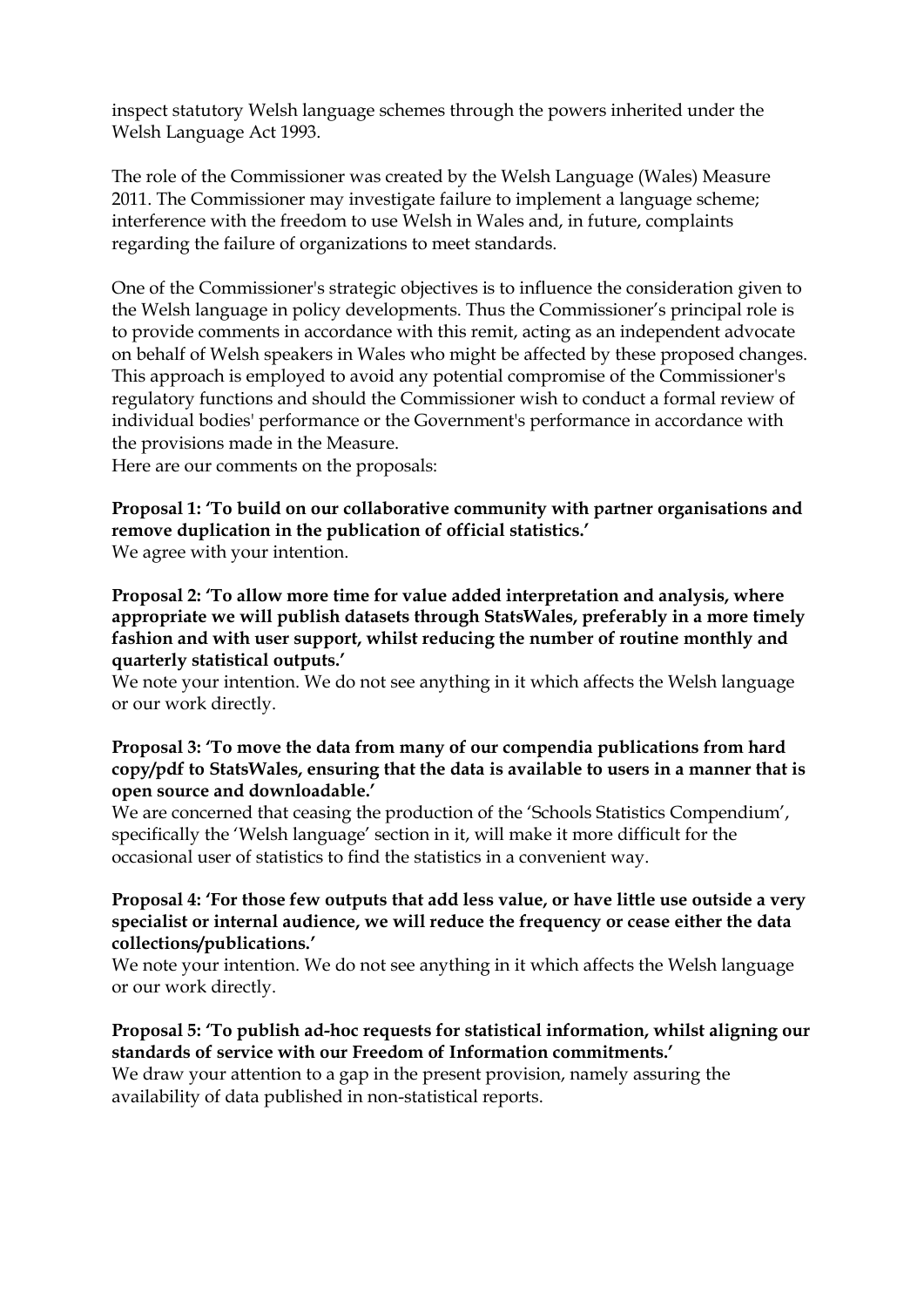inspect statutory Welsh language schemes through the powers inherited under the Welsh Language Act 1993.

The role of the Commissioner was created by the Welsh Language (Wales) Measure 2011. The Commissioner may investigate failure to implement a language scheme; interference with the freedom to use Welsh in Wales and, in future, complaints regarding the failure of organizations to meet standards.

One of the Commissioner's strategic objectives is to influence the consideration given to the Welsh language in policy developments. Thus the Commissioner's principal role is to provide comments in accordance with this remit, acting as an independent advocate on behalf of Welsh speakers in Wales who might be affected by these proposed changes. This approach is employed to avoid any potential compromise of the Commissioner's regulatory functions and should the Commissioner wish to conduct a formal review of individual bodies' performance or the Government's performance in accordance with the provisions made in the Measure.

Here are our comments on the proposals:

**Proposal 1: 'To build on our collaborative community with partner organisations and remove duplication in the publication of official statistics.'**
We agree with your intention.

**Proposal 2: 'To allow more time for value added interpretation and analysis, where appropriate we will publish datasets through StatsWales, preferably in a more timely fashion and with user support, whilst reducing the number of routine monthly and quarterly statistical outputs.'**
We note your intention. We do not see anything in it which affects the Welsh language or our work directly.

**Proposal 3: 'To move the data from many of our compendia publications from hard copy/pdf to StatsWales, ensuring that the data is available to users in a manner that is open source and downloadable.'**
We are concerned that ceasing the production of the 'Schools Statistics Compendium', specifically the 'Welsh language' section in it, will make it more difficult for the occasional user of statistics to find the statistics in a convenient way.

**Proposal 4: 'For those few outputs that add less value, or have little use outside a very specialist or internal audience, we will reduce the frequency or cease either the data collections/publications.'**
We note your intention. We do not see anything in it which affects the Welsh language or our work directly.

**Proposal 5: 'To publish ad-hoc requests for statistical information, whilst aligning our standards of service with our Freedom of Information commitments.'**
We draw your attention to a gap in the present provision, namely assuring the availability of data published in non-statistical reports.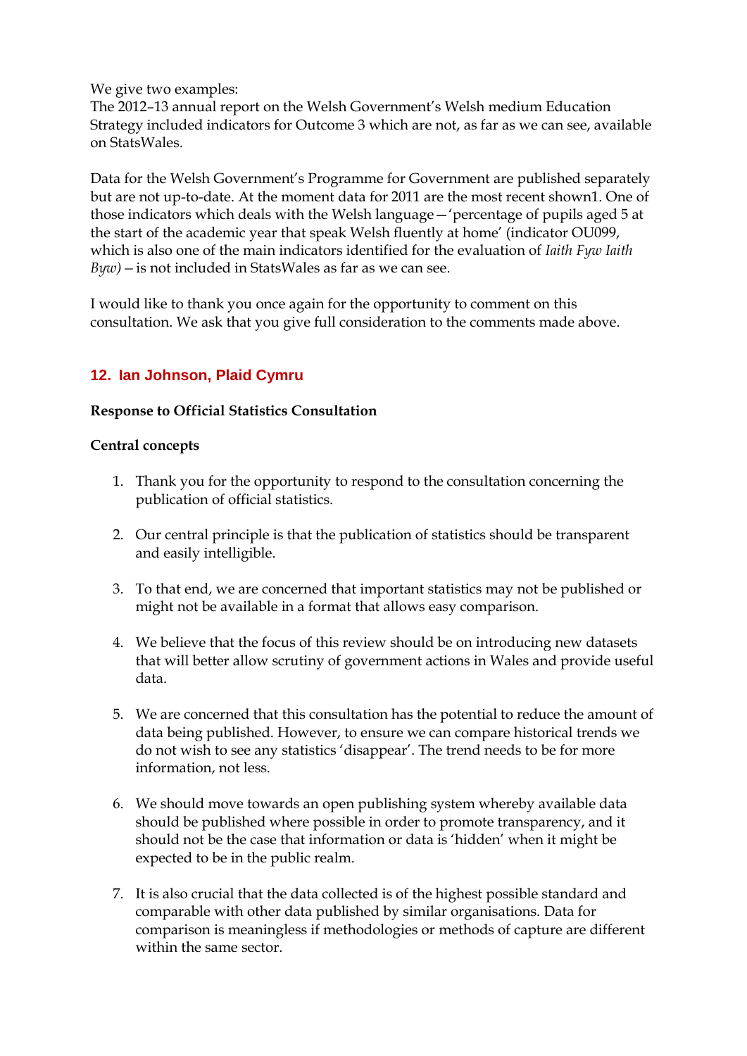We give two examples:
The 2012–13 annual report on the Welsh Government's Welsh medium Education Strategy included indicators for Outcome 3 which are not, as far as we can see, available on StatsWales.

Data for the Welsh Government's Programme for Government are published separately but are not up-to-date. At the moment data for 2011 are the most recent shown1. One of those indicators which deals with the Welsh language—'percentage of pupils aged 5 at the start of the academic year that speak Welsh fluently at home' (indicator OU099, which is also one of the main indicators identified for the evaluation of *Iaith Fyw Iaith Byw)* – is not included in StatsWales as far as we can see.

I would like to thank you once again for the opportunity to comment on this consultation. We ask that you give full consideration to the comments made above.

## 12. Ian Johnson, Plaid Cymru

**Response to Official Statistics Consultation**

**Central concepts**

1. Thank you for the opportunity to respond to the consultation concerning the publication of official statistics.

2. Our central principle is that the publication of statistics should be transparent and easily intelligible.

3. To that end, we are concerned that important statistics may not be published or might not be available in a format that allows easy comparison.

4. We believe that the focus of this review should be on introducing new datasets that will better allow scrutiny of government actions in Wales and provide useful data.

5. We are concerned that this consultation has the potential to reduce the amount of data being published. However, to ensure we can compare historical trends we do not wish to see any statistics 'disappear'. The trend needs to be for more information, not less.

6. We should move towards an open publishing system whereby available data should be published where possible in order to promote transparency, and it should not be the case that information or data is 'hidden' when it might be expected to be in the public realm.

7. It is also crucial that the data collected is of the highest possible standard and comparable with other data published by similar organisations. Data for comparison is meaningless if methodologies or methods of capture are different within the same sector.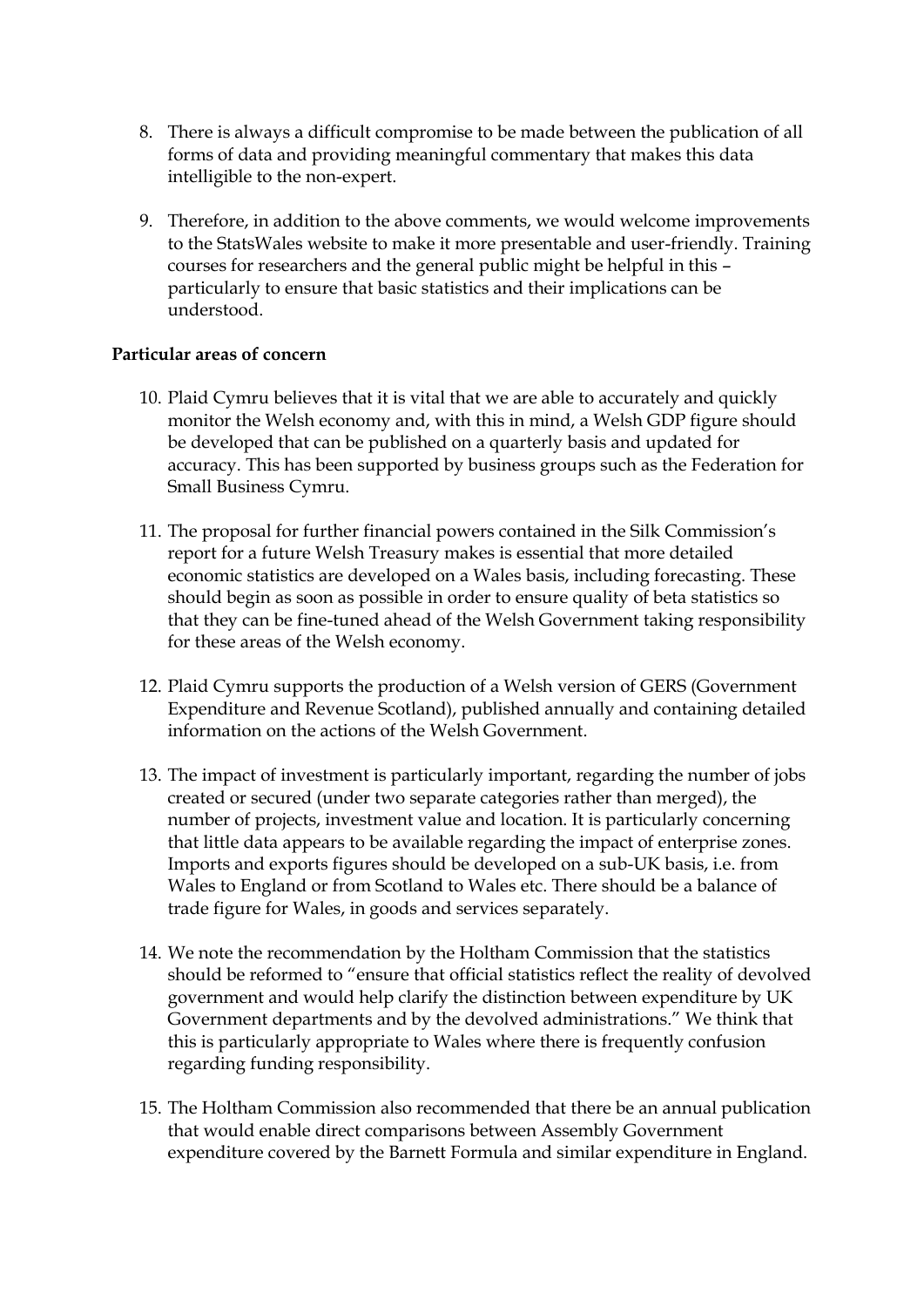8. There is always a difficult compromise to be made between the publication of all forms of data and providing meaningful commentary that makes this data intelligible to the non-expert.

9. Therefore, in addition to the above comments, we would welcome improvements to the StatsWales website to make it more presentable and user-friendly. Training courses for researchers and the general public might be helpful in this – particularly to ensure that basic statistics and their implications can be understood.

**Particular areas of concern**

10. Plaid Cymru believes that it is vital that we are able to accurately and quickly monitor the Welsh economy and, with this in mind, a Welsh GDP figure should be developed that can be published on a quarterly basis and updated for accuracy. This has been supported by business groups such as the Federation for Small Business Cymru.

11. The proposal for further financial powers contained in the Silk Commission's report for a future Welsh Treasury makes is essential that more detailed economic statistics are developed on a Wales basis, including forecasting. These should begin as soon as possible in order to ensure quality of beta statistics so that they can be fine-tuned ahead of the Welsh Government taking responsibility for these areas of the Welsh economy.

12. Plaid Cymru supports the production of a Welsh version of GERS (Government Expenditure and Revenue Scotland), published annually and containing detailed information on the actions of the Welsh Government.

13. The impact of investment is particularly important, regarding the number of jobs created or secured (under two separate categories rather than merged), the number of projects, investment value and location. It is particularly concerning that little data appears to be available regarding the impact of enterprise zones. Imports and exports figures should be developed on a sub-UK basis, i.e. from Wales to England or from Scotland to Wales etc. There should be a balance of trade figure for Wales, in goods and services separately.

14. We note the recommendation by the Holtham Commission that the statistics should be reformed to "ensure that official statistics reflect the reality of devolved government and would help clarify the distinction between expenditure by UK Government departments and by the devolved administrations." We think that this is particularly appropriate to Wales where there is frequently confusion regarding funding responsibility.

15. The Holtham Commission also recommended that there be an annual publication that would enable direct comparisons between Assembly Government expenditure covered by the Barnett Formula and similar expenditure in England.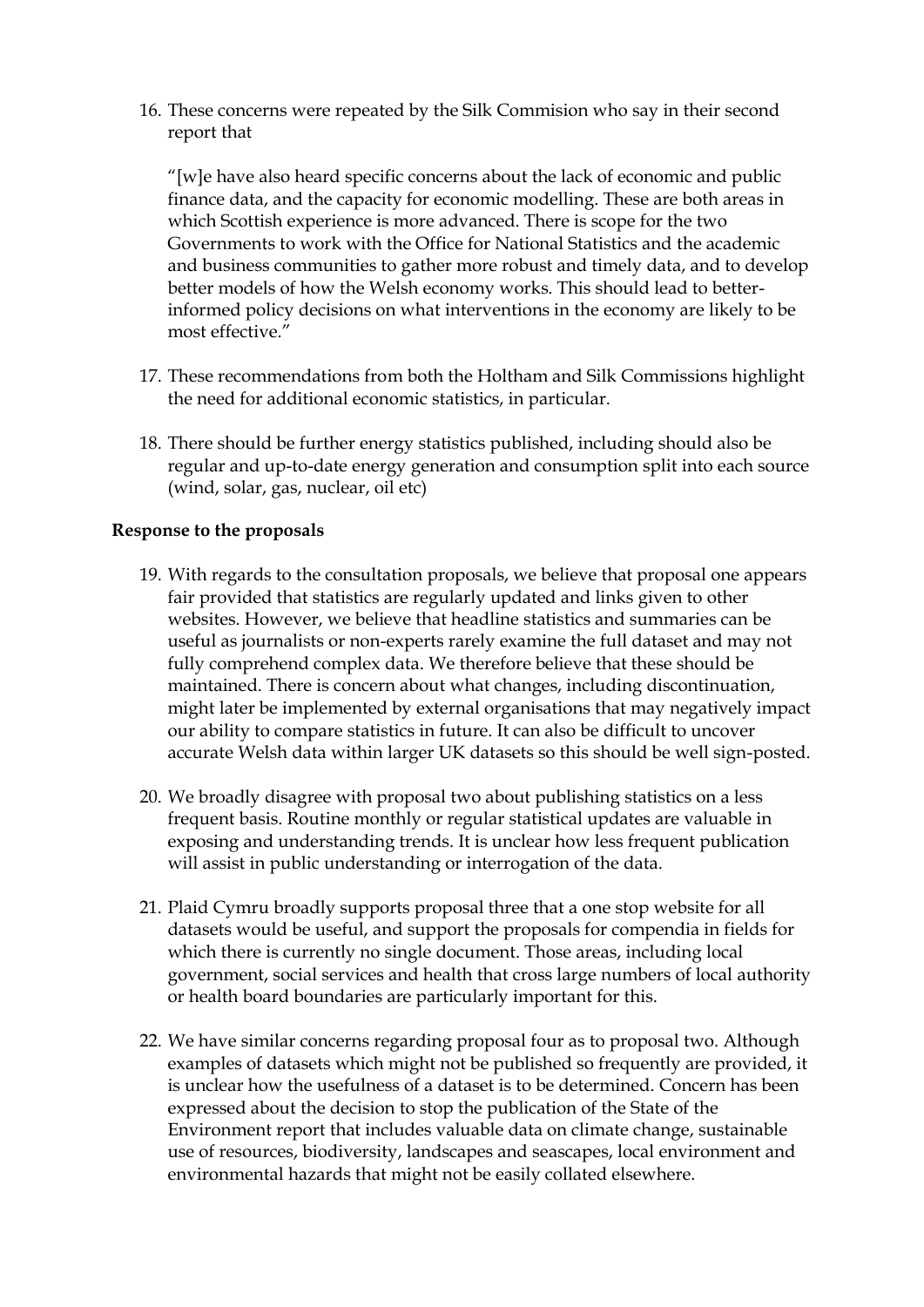16. These concerns were repeated by the Silk Commision who say in their second report that

    "[w]e have also heard specific concerns about the lack of economic and public finance data, and the capacity for economic modelling. These are both areas in which Scottish experience is more advanced. There is scope for the two Governments to work with the Office for National Statistics and the academic and business communities to gather more robust and timely data, and to develop better models of how the Welsh economy works. This should lead to better-informed policy decisions on what interventions in the economy are likely to be most effective."

17. These recommendations from both the Holtham and Silk Commissions highlight the need for additional economic statistics, in particular.

18. There should be further energy statistics published, including should also be regular and up-to-date energy generation and consumption split into each source (wind, solar, gas, nuclear, oil etc)

**Response to the proposals**

19. With regards to the consultation proposals, we believe that proposal one appears fair provided that statistics are regularly updated and links given to other websites. However, we believe that headline statistics and summaries can be useful as journalists or non-experts rarely examine the full dataset and may not fully comprehend complex data. We therefore believe that these should be maintained. There is concern about what changes, including discontinuation, might later be implemented by external organisations that may negatively impact our ability to compare statistics in future. It can also be difficult to uncover accurate Welsh data within larger UK datasets so this should be well sign-posted.

20. We broadly disagree with proposal two about publishing statistics on a less frequent basis. Routine monthly or regular statistical updates are valuable in exposing and understanding trends. It is unclear how less frequent publication will assist in public understanding or interrogation of the data.

21. Plaid Cymru broadly supports proposal three that a one stop website for all datasets would be useful, and support the proposals for compendia in fields for which there is currently no single document. Those areas, including local government, social services and health that cross large numbers of local authority or health board boundaries are particularly important for this.

22. We have similar concerns regarding proposal four as to proposal two. Although examples of datasets which might not be published so frequently are provided, it is unclear how the usefulness of a dataset is to be determined. Concern has been expressed about the decision to stop the publication of the State of the Environment report that includes valuable data on climate change, sustainable use of resources, biodiversity, landscapes and seascapes, local environment and environmental hazards that might not be easily collated elsewhere.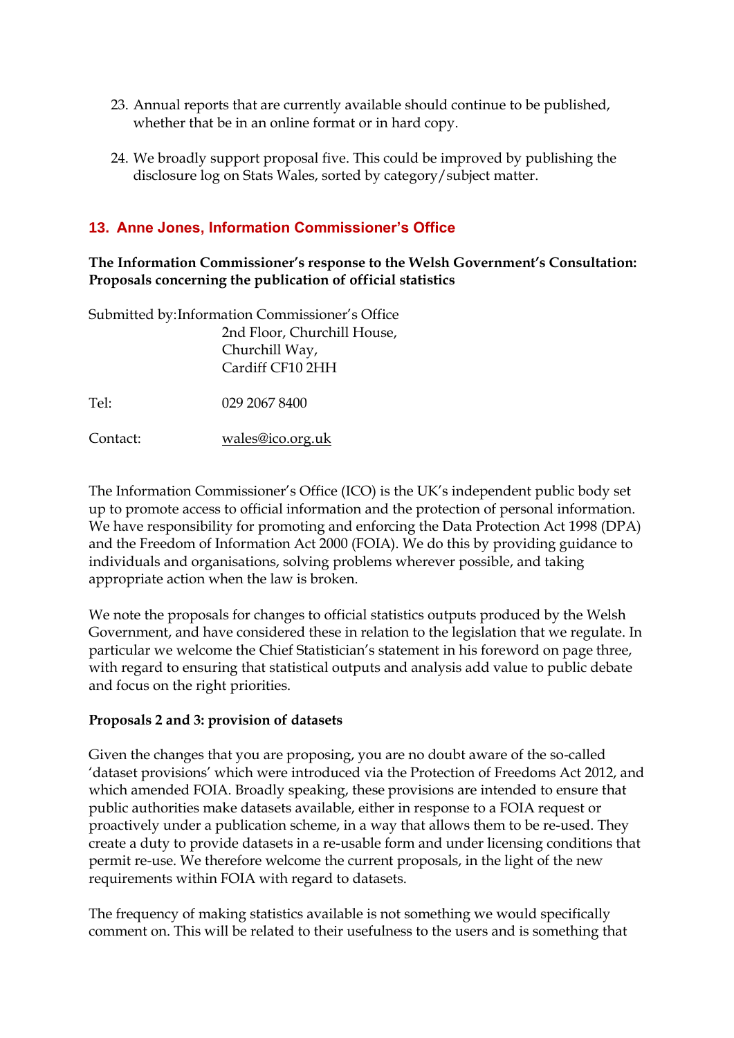23. Annual reports that are currently available should continue to be published, whether that be in an online format or in hard copy.

24. We broadly support proposal five. This could be improved by publishing the disclosure log on Stats Wales, sorted by category/subject matter.

## 13. Anne Jones, Information Commissioner's Office

**The Information Commissioner's response to the Welsh Government's Consultation: Proposals concerning the publication of official statistics**

Submitted by: Information Commissioner's Office
2nd Floor, Churchill House,
Churchill Way,
Cardiff CF10 2HH

Tel: 029 2067 8400

Contact: wales@ico.org.uk

The Information Commissioner's Office (ICO) is the UK's independent public body set up to promote access to official information and the protection of personal information. We have responsibility for promoting and enforcing the Data Protection Act 1998 (DPA) and the Freedom of Information Act 2000 (FOIA). We do this by providing guidance to individuals and organisations, solving problems wherever possible, and taking appropriate action when the law is broken.

We note the proposals for changes to official statistics outputs produced by the Welsh Government, and have considered these in relation to the legislation that we regulate. In particular we welcome the Chief Statistician's statement in his foreword on page three, with regard to ensuring that statistical outputs and analysis add value to public debate and focus on the right priorities.

**Proposals 2 and 3: provision of datasets**

Given the changes that you are proposing, you are no doubt aware of the so-called 'dataset provisions' which were introduced via the Protection of Freedoms Act 2012, and which amended FOIA. Broadly speaking, these provisions are intended to ensure that public authorities make datasets available, either in response to a FOIA request or proactively under a publication scheme, in a way that allows them to be re-used. They create a duty to provide datasets in a re-usable form and under licensing conditions that permit re-use. We therefore welcome the current proposals, in the light of the new requirements within FOIA with regard to datasets.

The frequency of making statistics available is not something we would specifically comment on. This will be related to their usefulness to the users and is something that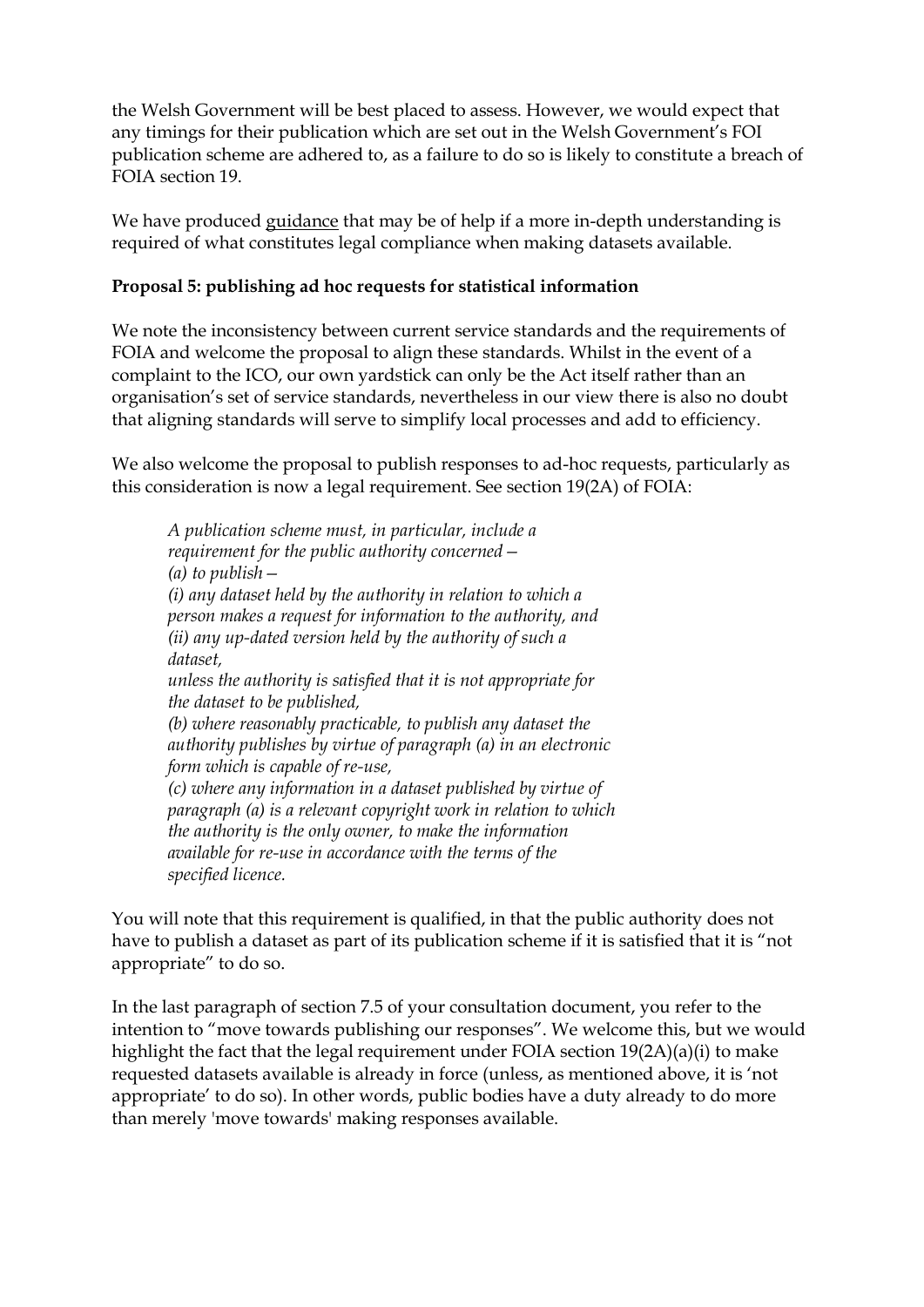the Welsh Government will be best placed to assess. However, we would expect that any timings for their publication which are set out in the Welsh Government's FOI publication scheme are adhered to, as a failure to do so is likely to constitute a breach of FOIA section 19.

We have produced guidance that may be of help if a more in-depth understanding is required of what constitutes legal compliance when making datasets available.

**Proposal 5: publishing ad hoc requests for statistical information**

We note the inconsistency between current service standards and the requirements of FOIA and welcome the proposal to align these standards. Whilst in the event of a complaint to the ICO, our own yardstick can only be the Act itself rather than an organisation's set of service standards, nevertheless in our view there is also no doubt that aligning standards will serve to simplify local processes and add to efficiency.

We also welcome the proposal to publish responses to ad-hoc requests, particularly as this consideration is now a legal requirement. See section 19(2A) of FOIA:

> *A publication scheme must, in particular, include a requirement for the public authority concerned—*
> *(a) to publish—*
> *(i) any dataset held by the authority in relation to which a person makes a request for information to the authority, and*
> *(ii) any up-dated version held by the authority of such a dataset,*
> *unless the authority is satisfied that it is not appropriate for the dataset to be published,*
> *(b) where reasonably practicable, to publish any dataset the authority publishes by virtue of paragraph (a) in an electronic form which is capable of re-use,*
> *(c) where any information in a dataset published by virtue of paragraph (a) is a relevant copyright work in relation to which the authority is the only owner, to make the information available for re-use in accordance with the terms of the specified licence.*

You will note that this requirement is qualified, in that the public authority does not have to publish a dataset as part of its publication scheme if it is satisfied that it is "not appropriate" to do so.

In the last paragraph of section 7.5 of your consultation document, you refer to the intention to "move towards publishing our responses". We welcome this, but we would highlight the fact that the legal requirement under FOIA section 19(2A)(a)(i) to make requested datasets available is already in force (unless, as mentioned above, it is 'not appropriate' to do so). In other words, public bodies have a duty already to do more than merely 'move towards' making responses available.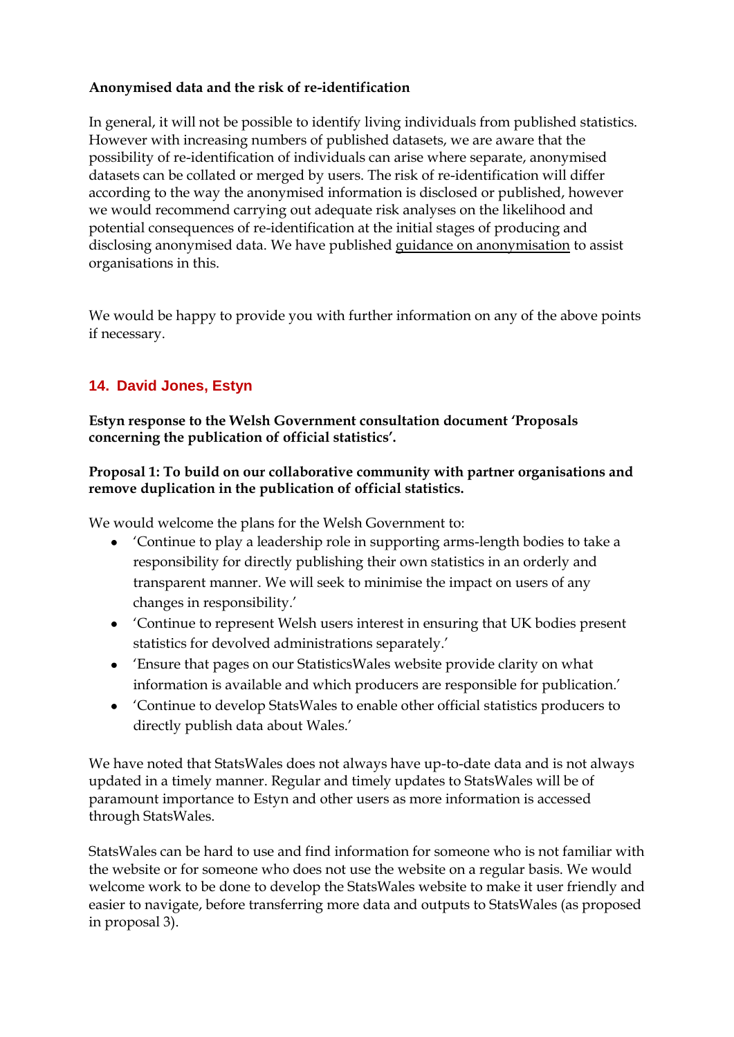**Anonymised data and the risk of re-identification**

In general, it will not be possible to identify living individuals from published statistics. However with increasing numbers of published datasets, we are aware that the possibility of re-identification of individuals can arise where separate, anonymised datasets can be collated or merged by users. The risk of re-identification will differ according to the way the anonymised information is disclosed or published, however we would recommend carrying out adequate risk analyses on the likelihood and potential consequences of re-identification at the initial stages of producing and disclosing anonymised data. We have published guidance on anonymisation to assist organisations in this.

We would be happy to provide you with further information on any of the above points if necessary.

## 14. David Jones, Estyn

**Estyn response to the Welsh Government consultation document 'Proposals concerning the publication of official statistics'.**

**Proposal 1: To build on our collaborative community with partner organisations and remove duplication in the publication of official statistics.**

We would welcome the plans for the Welsh Government to:

- 'Continue to play a leadership role in supporting arms-length bodies to take a responsibility for directly publishing their own statistics in an orderly and transparent manner. We will seek to minimise the impact on users of any changes in responsibility.'
- 'Continue to represent Welsh users interest in ensuring that UK bodies present statistics for devolved administrations separately.'
- 'Ensure that pages on our StatisticsWales website provide clarity on what information is available and which producers are responsible for publication.'
- 'Continue to develop StatsWales to enable other official statistics producers to directly publish data about Wales.'

We have noted that StatsWales does not always have up-to-date data and is not always updated in a timely manner. Regular and timely updates to StatsWales will be of paramount importance to Estyn and other users as more information is accessed through StatsWales.

StatsWales can be hard to use and find information for someone who is not familiar with the website or for someone who does not use the website on a regular basis. We would welcome work to be done to develop the StatsWales website to make it user friendly and easier to navigate, before transferring more data and outputs to StatsWales (as proposed in proposal 3).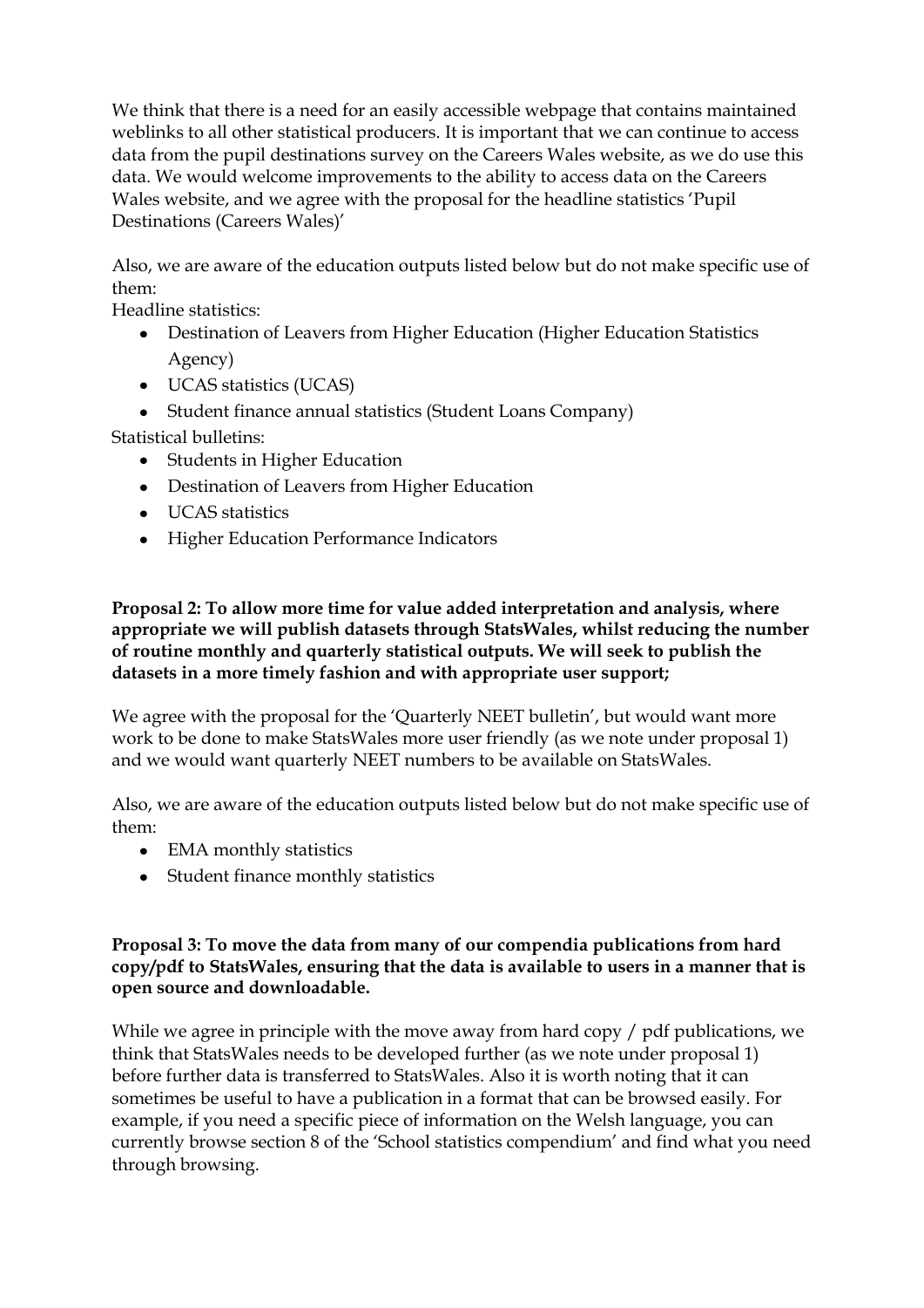We think that there is a need for an easily accessible webpage that contains maintained weblinks to all other statistical producers. It is important that we can continue to access data from the pupil destinations survey on the Careers Wales website, as we do use this data. We would welcome improvements to the ability to access data on the Careers Wales website, and we agree with the proposal for the headline statistics 'Pupil Destinations (Careers Wales)'

Also, we are aware of the education outputs listed below but do not make specific use of them:

Headline statistics:

- Destination of Leavers from Higher Education (Higher Education Statistics Agency)
- UCAS statistics (UCAS)
- Student finance annual statistics (Student Loans Company)

Statistical bulletins:

- Students in Higher Education
- Destination of Leavers from Higher Education
- UCAS statistics
- Higher Education Performance Indicators

**Proposal 2: To allow more time for value added interpretation and analysis, where appropriate we will publish datasets through StatsWales, whilst reducing the number of routine monthly and quarterly statistical outputs. We will seek to publish the datasets in a more timely fashion and with appropriate user support;**

We agree with the proposal for the 'Quarterly NEET bulletin', but would want more work to be done to make StatsWales more user friendly (as we note under proposal 1) and we would want quarterly NEET numbers to be available on StatsWales.

Also, we are aware of the education outputs listed below but do not make specific use of them:

- EMA monthly statistics
- Student finance monthly statistics

**Proposal 3: To move the data from many of our compendia publications from hard copy/pdf to StatsWales, ensuring that the data is available to users in a manner that is open source and downloadable.**

While we agree in principle with the move away from hard copy / pdf publications, we think that StatsWales needs to be developed further (as we note under proposal 1) before further data is transferred to StatsWales. Also it is worth noting that it can sometimes be useful to have a publication in a format that can be browsed easily. For example, if you need a specific piece of information on the Welsh language, you can currently browse section 8 of the 'School statistics compendium' and find what you need through browsing.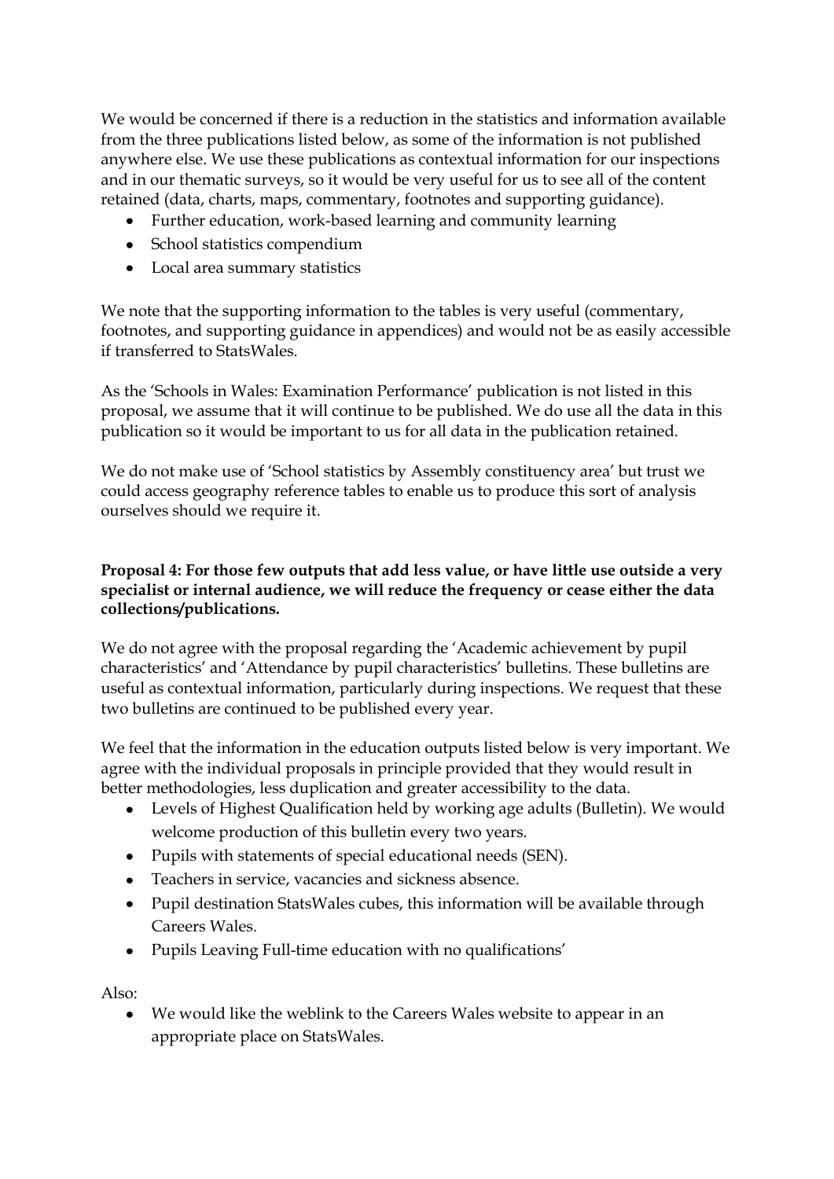We would be concerned if there is a reduction in the statistics and information available from the three publications listed below, as some of the information is not published anywhere else. We use these publications as contextual information for our inspections and in our thematic surveys, so it would be very useful for us to see all of the content retained (data, charts, maps, commentary, footnotes and supporting guidance).

- Further education, work-based learning and community learning
- School statistics compendium
- Local area summary statistics

We note that the supporting information to the tables is very useful (commentary, footnotes, and supporting guidance in appendices) and would not be as easily accessible if transferred to StatsWales.

As the 'Schools in Wales: Examination Performance' publication is not listed in this proposal, we assume that it will continue to be published. We do use all the data in this publication so it would be important to us for all data in the publication retained.

We do not make use of 'School statistics by Assembly constituency area' but trust we could access geography reference tables to enable us to produce this sort of analysis ourselves should we require it.

**Proposal 4: For those few outputs that add less value, or have little use outside a very specialist or internal audience, we will reduce the frequency or cease either the data collections/publications.**

We do not agree with the proposal regarding the 'Academic achievement by pupil characteristics' and 'Attendance by pupil characteristics' bulletins. These bulletins are useful as contextual information, particularly during inspections. We request that these two bulletins are continued to be published every year.

We feel that the information in the education outputs listed below is very important. We agree with the individual proposals in principle provided that they would result in better methodologies, less duplication and greater accessibility to the data.

- Levels of Highest Qualification held by working age adults (Bulletin). We would welcome production of this bulletin every two years.
- Pupils with statements of special educational needs (SEN).
- Teachers in service, vacancies and sickness absence.
- Pupil destination StatsWales cubes, this information will be available through Careers Wales.
- Pupils Leaving Full-time education with no qualifications'

Also:

- We would like the weblink to the Careers Wales website to appear in an appropriate place on StatsWales.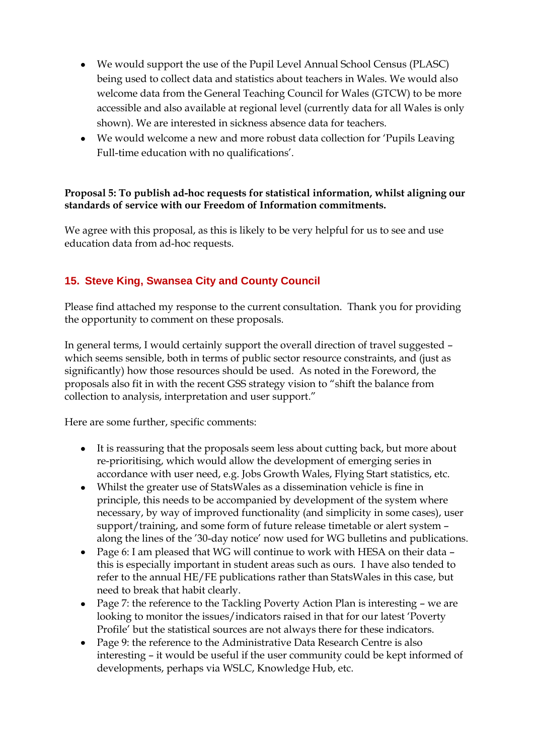- We would support the use of the Pupil Level Annual School Census (PLASC) being used to collect data and statistics about teachers in Wales. We would also welcome data from the General Teaching Council for Wales (GTCW) to be more accessible and also available at regional level (currently data for all Wales is only shown). We are interested in sickness absence data for teachers.
- We would welcome a new and more robust data collection for 'Pupils Leaving Full-time education with no qualifications'.

**Proposal 5: To publish ad-hoc requests for statistical information, whilst aligning our standards of service with our Freedom of Information commitments.**

We agree with this proposal, as this is likely to be very helpful for us to see and use education data from ad-hoc requests.

## 15. Steve King, Swansea City and County Council

Please find attached my response to the current consultation. Thank you for providing the opportunity to comment on these proposals.

In general terms, I would certainly support the overall direction of travel suggested – which seems sensible, both in terms of public sector resource constraints, and (just as significantly) how those resources should be used. As noted in the Foreword, the proposals also fit in with the recent GSS strategy vision to "shift the balance from collection to analysis, interpretation and user support."

Here are some further, specific comments:

- It is reassuring that the proposals seem less about cutting back, but more about re-prioritising, which would allow the development of emerging series in accordance with user need, e.g. Jobs Growth Wales, Flying Start statistics, etc.
- Whilst the greater use of StatsWales as a dissemination vehicle is fine in principle, this needs to be accompanied by development of the system where necessary, by way of improved functionality (and simplicity in some cases), user support/training, and some form of future release timetable or alert system – along the lines of the '30-day notice' now used for WG bulletins and publications.
- Page 6: I am pleased that WG will continue to work with HESA on their data – this is especially important in student areas such as ours. I have also tended to refer to the annual HE/FE publications rather than StatsWales in this case, but need to break that habit clearly.
- Page 7: the reference to the Tackling Poverty Action Plan is interesting – we are looking to monitor the issues/indicators raised in that for our latest 'Poverty Profile' but the statistical sources are not always there for these indicators.
- Page 9: the reference to the Administrative Data Research Centre is also interesting – it would be useful if the user community could be kept informed of developments, perhaps via WSLC, Knowledge Hub, etc.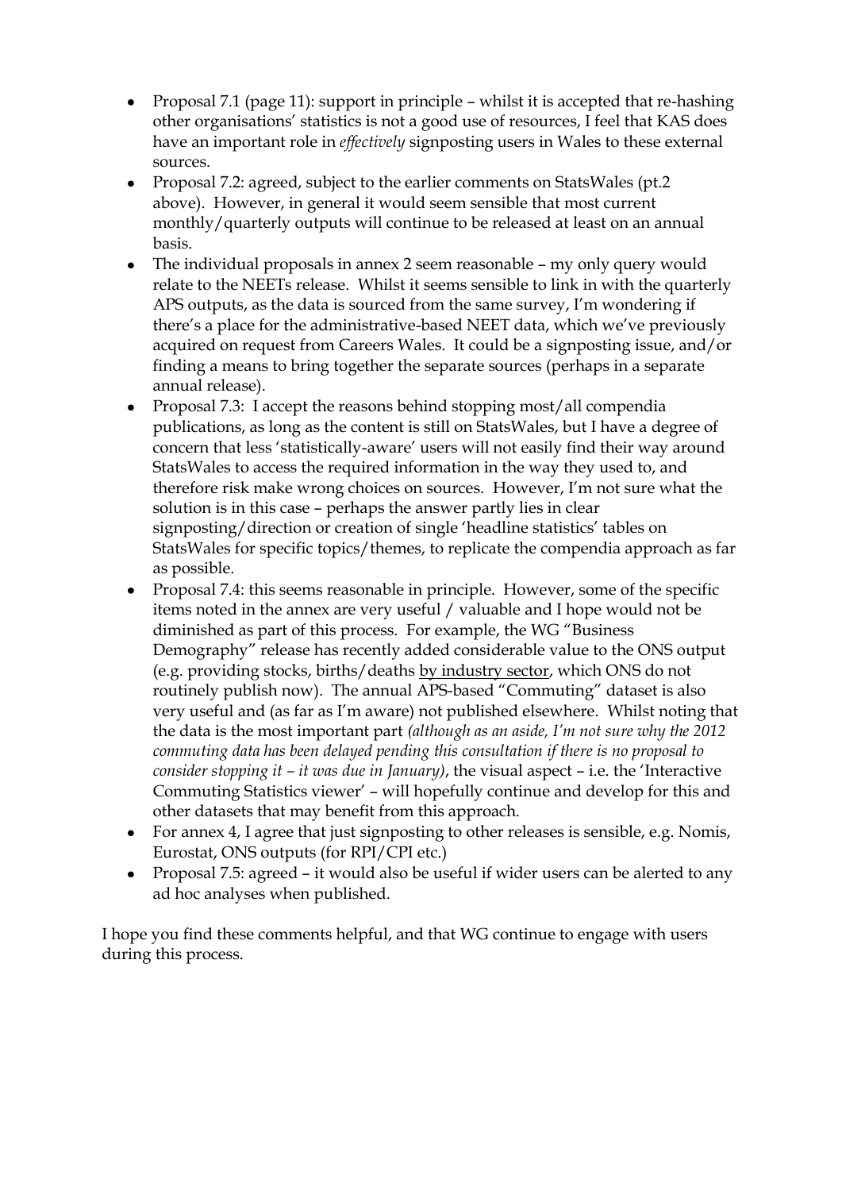- Proposal 7.1 (page 11): support in principle – whilst it is accepted that re-hashing other organisations' statistics is not a good use of resources, I feel that KAS does have an important role in *effectively* signposting users in Wales to these external sources.
- Proposal 7.2: agreed, subject to the earlier comments on StatsWales (pt.2 above). However, in general it would seem sensible that most current monthly/quarterly outputs will continue to be released at least on an annual basis.
- The individual proposals in annex 2 seem reasonable – my only query would relate to the NEETs release. Whilst it seems sensible to link in with the quarterly APS outputs, as the data is sourced from the same survey, I'm wondering if there's a place for the administrative-based NEET data, which we've previously acquired on request from Careers Wales. It could be a signposting issue, and/or finding a means to bring together the separate sources (perhaps in a separate annual release).
- Proposal 7.3: I accept the reasons behind stopping most/all compendia publications, as long as the content is still on StatsWales, but I have a degree of concern that less 'statistically-aware' users will not easily find their way around StatsWales to access the required information in the way they used to, and therefore risk make wrong choices on sources. However, I'm not sure what the solution is in this case – perhaps the answer partly lies in clear signposting/direction or creation of single 'headline statistics' tables on StatsWales for specific topics/themes, to replicate the compendia approach as far as possible.
- Proposal 7.4: this seems reasonable in principle. However, some of the specific items noted in the annex are very useful / valuable and I hope would not be diminished as part of this process. For example, the WG "Business Demography" release has recently added considerable value to the ONS output (e.g. providing stocks, births/deaths <u>by industry sector</u>, which ONS do not routinely publish now). The annual APS-based "Commuting" dataset is also very useful and (as far as I'm aware) not published elsewhere. Whilst noting that the data is the most important part *(although as an aside, I'm not sure why the 2012 commuting data has been delayed pending this consultation if there is no proposal to consider stopping it – it was due in January)*, the visual aspect – i.e. the 'Interactive Commuting Statistics viewer' – will hopefully continue and develop for this and other datasets that may benefit from this approach.
- For annex 4, I agree that just signposting to other releases is sensible, e.g. Nomis, Eurostat, ONS outputs (for RPI/CPI etc.)
- Proposal 7.5: agreed – it would also be useful if wider users can be alerted to any ad hoc analyses when published.

I hope you find these comments helpful, and that WG continue to engage with users during this process.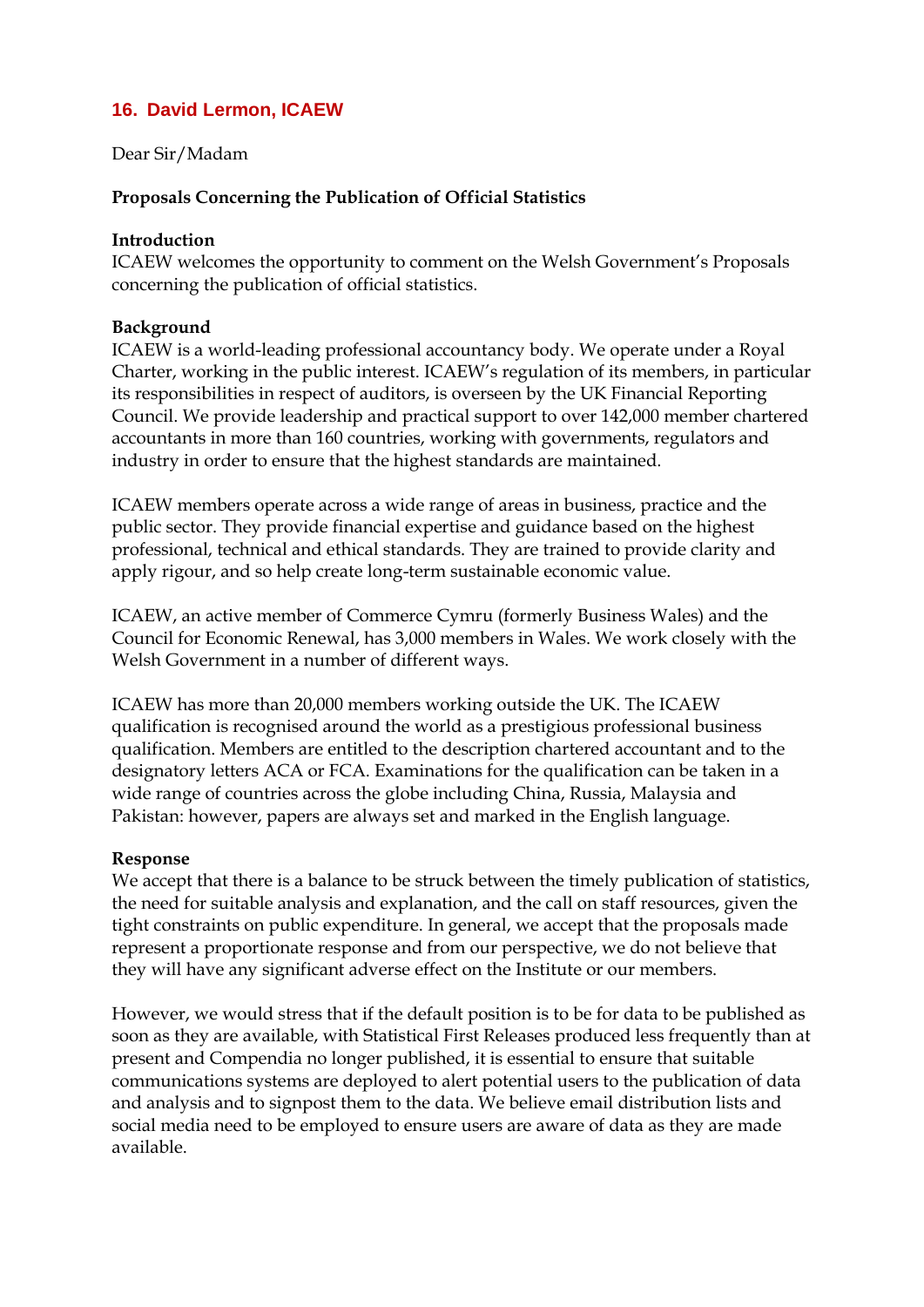## 16. David Lermon, ICAEW

Dear Sir/Madam

**Proposals Concerning the Publication of Official Statistics**

**Introduction**

ICAEW welcomes the opportunity to comment on the Welsh Government's Proposals concerning the publication of official statistics.

**Background**

ICAEW is a world-leading professional accountancy body. We operate under a Royal Charter, working in the public interest. ICAEW's regulation of its members, in particular its responsibilities in respect of auditors, is overseen by the UK Financial Reporting Council. We provide leadership and practical support to over 142,000 member chartered accountants in more than 160 countries, working with governments, regulators and industry in order to ensure that the highest standards are maintained.

ICAEW members operate across a wide range of areas in business, practice and the public sector. They provide financial expertise and guidance based on the highest professional, technical and ethical standards. They are trained to provide clarity and apply rigour, and so help create long-term sustainable economic value.

ICAEW, an active member of Commerce Cymru (formerly Business Wales) and the Council for Economic Renewal, has 3,000 members in Wales. We work closely with the Welsh Government in a number of different ways.

ICAEW has more than 20,000 members working outside the UK. The ICAEW qualification is recognised around the world as a prestigious professional business qualification. Members are entitled to the description chartered accountant and to the designatory letters ACA or FCA. Examinations for the qualification can be taken in a wide range of countries across the globe including China, Russia, Malaysia and Pakistan: however, papers are always set and marked in the English language.

**Response**

We accept that there is a balance to be struck between the timely publication of statistics, the need for suitable analysis and explanation, and the call on staff resources, given the tight constraints on public expenditure. In general, we accept that the proposals made represent a proportionate response and from our perspective, we do not believe that they will have any significant adverse effect on the Institute or our members.

However, we would stress that if the default position is to be for data to be published as soon as they are available, with Statistical First Releases produced less frequently than at present and Compendia no longer published, it is essential to ensure that suitable communications systems are deployed to alert potential users to the publication of data and analysis and to signpost them to the data. We believe email distribution lists and social media need to be employed to ensure users are aware of data as they are made available.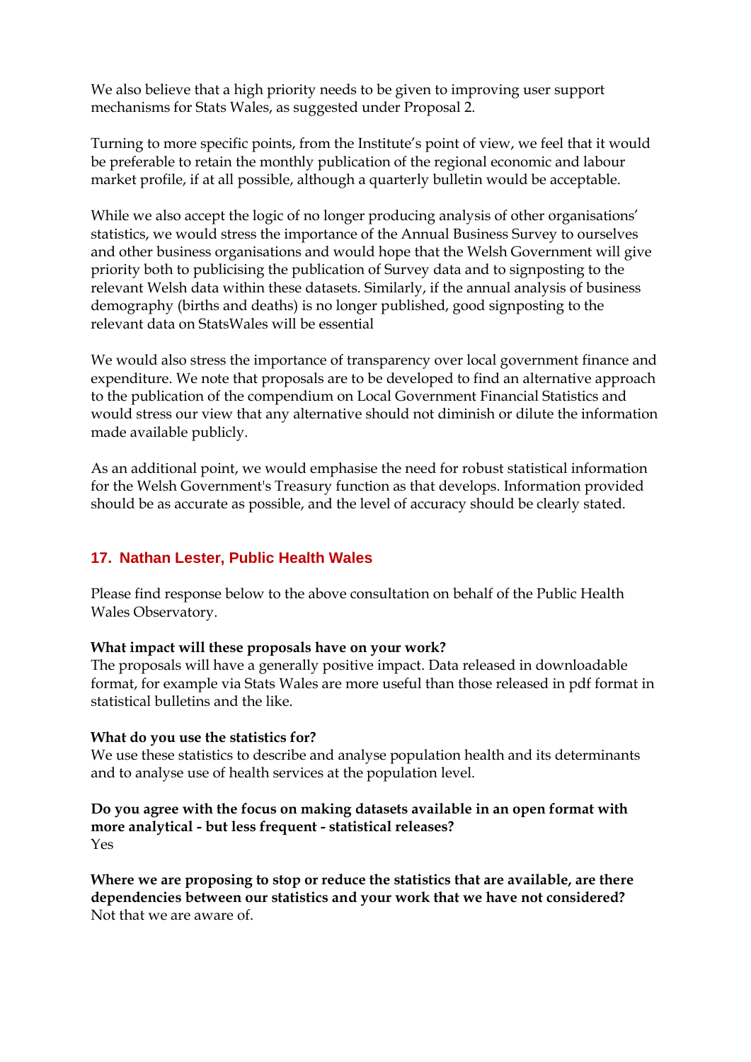We also believe that a high priority needs to be given to improving user support mechanisms for Stats Wales, as suggested under Proposal 2.

Turning to more specific points, from the Institute's point of view, we feel that it would be preferable to retain the monthly publication of the regional economic and labour market profile, if at all possible, although a quarterly bulletin would be acceptable.

While we also accept the logic of no longer producing analysis of other organisations' statistics, we would stress the importance of the Annual Business Survey to ourselves and other business organisations and would hope that the Welsh Government will give priority both to publicising the publication of Survey data and to signposting to the relevant Welsh data within these datasets. Similarly, if the annual analysis of business demography (births and deaths) is no longer published, good signposting to the relevant data on StatsWales will be essential

We would also stress the importance of transparency over local government finance and expenditure. We note that proposals are to be developed to find an alternative approach to the publication of the compendium on Local Government Financial Statistics and would stress our view that any alternative should not diminish or dilute the information made available publicly.

As an additional point, we would emphasise the need for robust statistical information for the Welsh Government's Treasury function as that develops. Information provided should be as accurate as possible, and the level of accuracy should be clearly stated.

## 17. Nathan Lester, Public Health Wales

Please find response below to the above consultation on behalf of the Public Health Wales Observatory.

**What impact will these proposals have on your work?**
The proposals will have a generally positive impact. Data released in downloadable format, for example via Stats Wales are more useful than those released in pdf format in statistical bulletins and the like.

**What do you use the statistics for?**
We use these statistics to describe and analyse population health and its determinants and to analyse use of health services at the population level.

**Do you agree with the focus on making datasets available in an open format with more analytical - but less frequent - statistical releases?**
Yes

**Where we are proposing to stop or reduce the statistics that are available, are there dependencies between our statistics and your work that we have not considered?**
Not that we are aware of.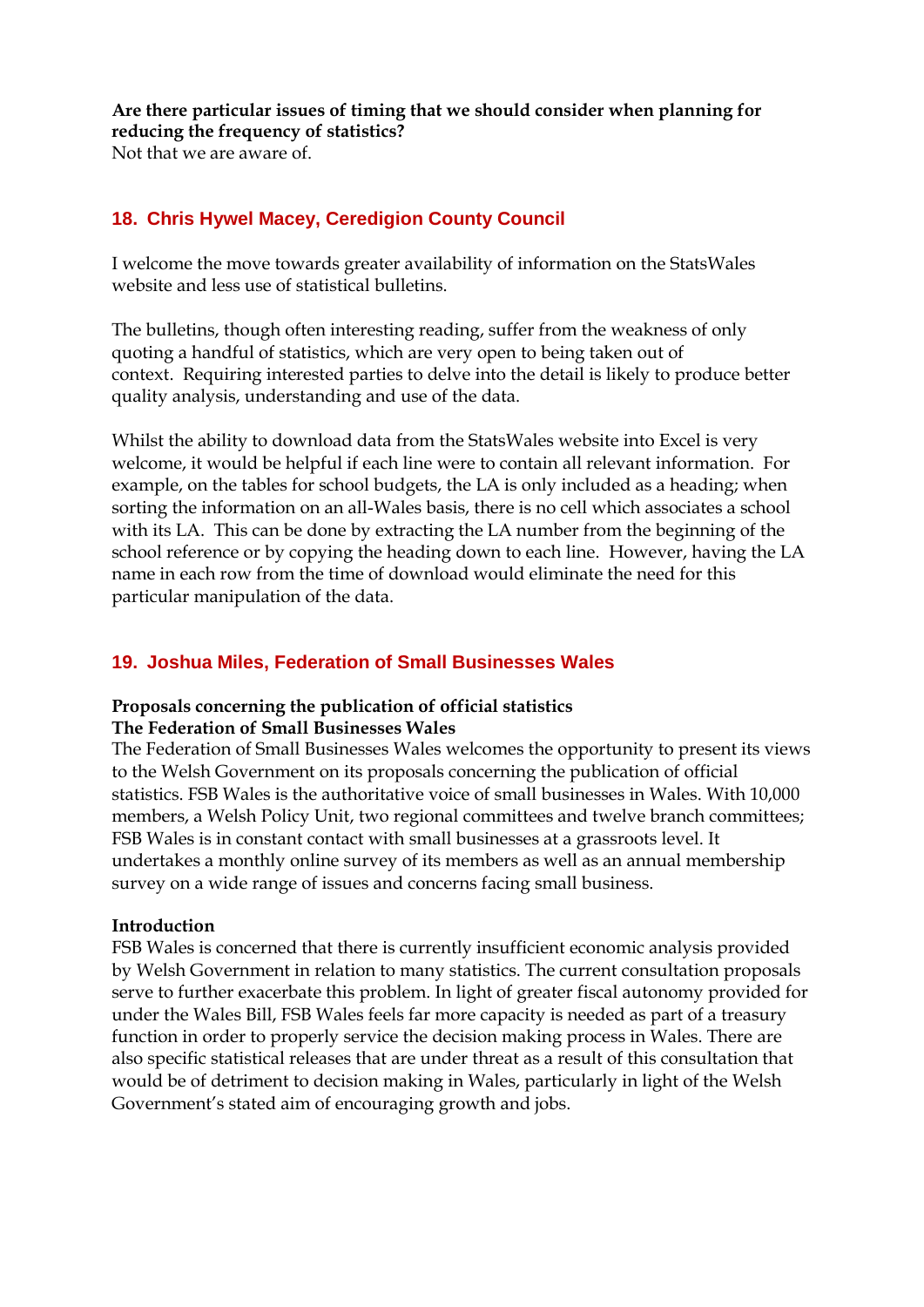**Are there particular issues of timing that we should consider when planning for reducing the frequency of statistics?**
Not that we are aware of.

## 18. Chris Hywel Macey, Ceredigion County Council

I welcome the move towards greater availability of information on the StatsWales website and less use of statistical bulletins.

The bulletins, though often interesting reading, suffer from the weakness of only quoting a handful of statistics, which are very open to being taken out of context. Requiring interested parties to delve into the detail is likely to produce better quality analysis, understanding and use of the data.

Whilst the ability to download data from the StatsWales website into Excel is very welcome, it would be helpful if each line were to contain all relevant information. For example, on the tables for school budgets, the LA is only included as a heading; when sorting the information on an all-Wales basis, there is no cell which associates a school with its LA. This can be done by extracting the LA number from the beginning of the school reference or by copying the heading down to each line. However, having the LA name in each row from the time of download would eliminate the need for this particular manipulation of the data.

## 19. Joshua Miles, Federation of Small Businesses Wales

**Proposals concerning the publication of official statistics**
**The Federation of Small Businesses Wales**
The Federation of Small Businesses Wales welcomes the opportunity to present its views to the Welsh Government on its proposals concerning the publication of official statistics. FSB Wales is the authoritative voice of small businesses in Wales. With 10,000 members, a Welsh Policy Unit, two regional committees and twelve branch committees; FSB Wales is in constant contact with small businesses at a grassroots level. It undertakes a monthly online survey of its members as well as an annual membership survey on a wide range of issues and concerns facing small business.

**Introduction**
FSB Wales is concerned that there is currently insufficient economic analysis provided by Welsh Government in relation to many statistics. The current consultation proposals serve to further exacerbate this problem. In light of greater fiscal autonomy provided for under the Wales Bill, FSB Wales feels far more capacity is needed as part of a treasury function in order to properly service the decision making process in Wales. There are also specific statistical releases that are under threat as a result of this consultation that would be of detriment to decision making in Wales, particularly in light of the Welsh Government's stated aim of encouraging growth and jobs.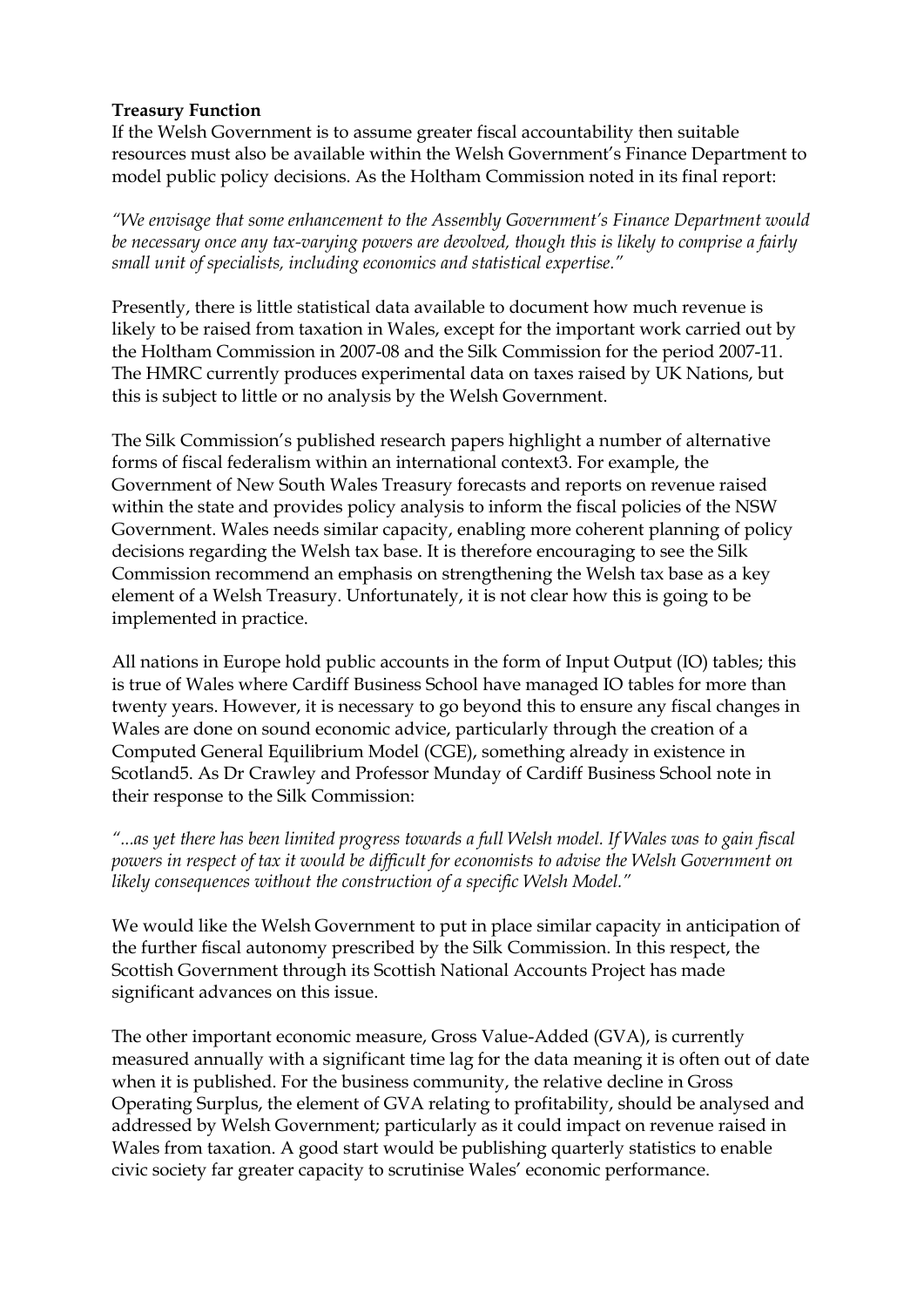**Treasury Function**

If the Welsh Government is to assume greater fiscal accountability then suitable resources must also be available within the Welsh Government's Finance Department to model public policy decisions. As the Holtham Commission noted in its final report:

*"We envisage that some enhancement to the Assembly Government's Finance Department would be necessary once any tax-varying powers are devolved, though this is likely to comprise a fairly small unit of specialists, including economics and statistical expertise."*

Presently, there is little statistical data available to document how much revenue is likely to be raised from taxation in Wales, except for the important work carried out by the Holtham Commission in 2007-08 and the Silk Commission for the period 2007-11. The HMRC currently produces experimental data on taxes raised by UK Nations, but this is subject to little or no analysis by the Welsh Government.

The Silk Commission's published research papers highlight a number of alternative forms of fiscal federalism within an international context[3]. For example, the Government of New South Wales Treasury forecasts and reports on revenue raised within the state and provides policy analysis to inform the fiscal policies of the NSW Government. Wales needs similar capacity, enabling more coherent planning of policy decisions regarding the Welsh tax base. It is therefore encouraging to see the Silk Commission recommend an emphasis on strengthening the Welsh tax base as a key element of a Welsh Treasury. Unfortunately, it is not clear how this is going to be implemented in practice.

All nations in Europe hold public accounts in the form of Input Output (IO) tables; this is true of Wales where Cardiff Business School have managed IO tables for more than twenty years. However, it is necessary to go beyond this to ensure any fiscal changes in Wales are done on sound economic advice, particularly through the creation of a Computed General Equilibrium Model (CGE), something already in existence in Scotland[5]. As Dr Crawley and Professor Munday of Cardiff Business School note in their response to the Silk Commission:

*"...as yet there has been limited progress towards a full Welsh model. If Wales was to gain fiscal powers in respect of tax it would be difficult for economists to advise the Welsh Government on likely consequences without the construction of a specific Welsh Model."*

We would like the Welsh Government to put in place similar capacity in anticipation of the further fiscal autonomy prescribed by the Silk Commission. In this respect, the Scottish Government through its Scottish National Accounts Project has made significant advances on this issue.

The other important economic measure, Gross Value-Added (GVA), is currently measured annually with a significant time lag for the data meaning it is often out of date when it is published. For the business community, the relative decline in Gross Operating Surplus, the element of GVA relating to profitability, should be analysed and addressed by Welsh Government; particularly as it could impact on revenue raised in Wales from taxation. A good start would be publishing quarterly statistics to enable civic society far greater capacity to scrutinise Wales' economic performance.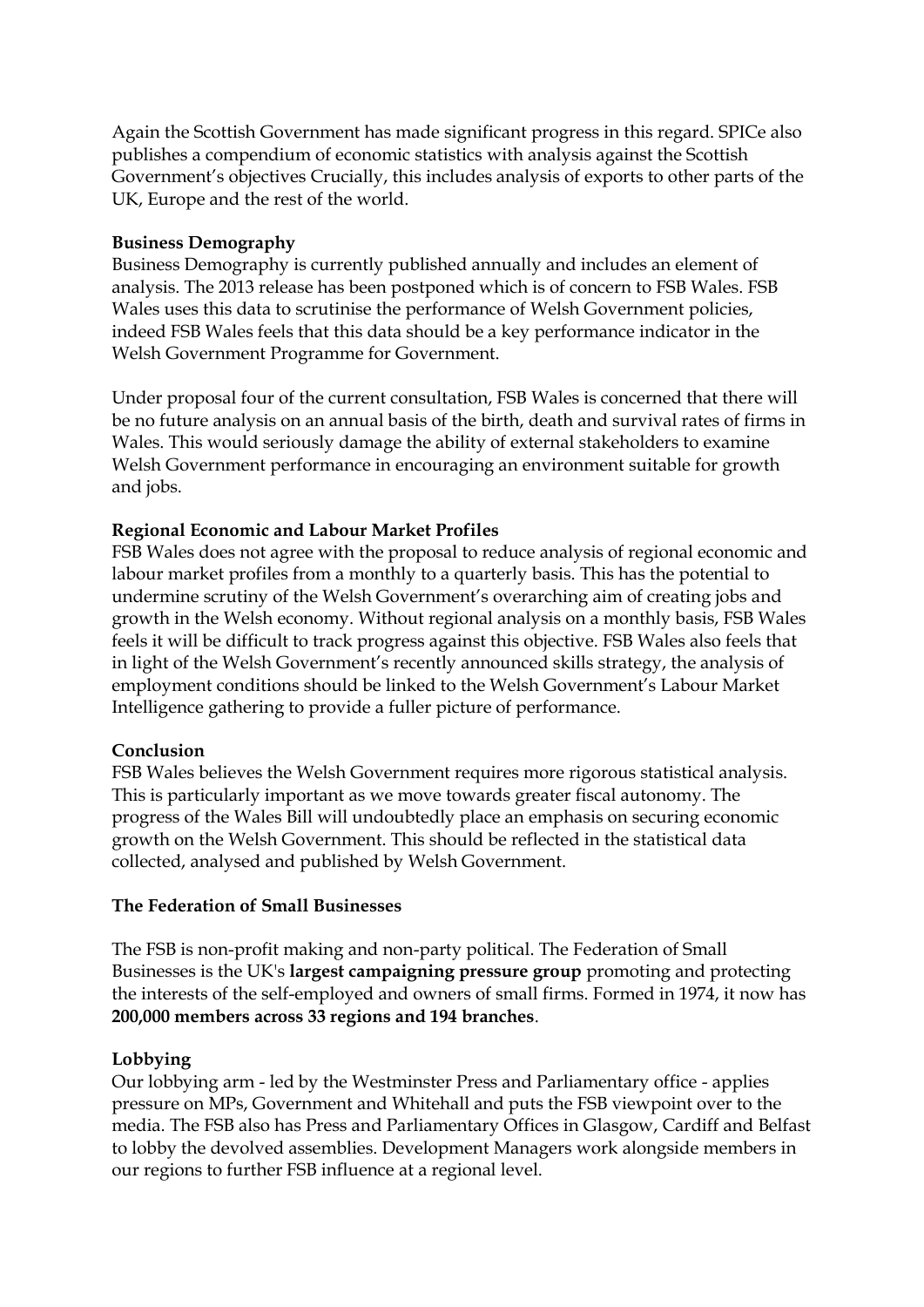Again the Scottish Government has made significant progress in this regard. SPICe also publishes a compendium of economic statistics with analysis against the Scottish Government's objectives Crucially, this includes analysis of exports to other parts of the UK, Europe and the rest of the world.

**Business Demography**

Business Demography is currently published annually and includes an element of analysis. The 2013 release has been postponed which is of concern to FSB Wales. FSB Wales uses this data to scrutinise the performance of Welsh Government policies, indeed FSB Wales feels that this data should be a key performance indicator in the Welsh Government Programme for Government.

Under proposal four of the current consultation, FSB Wales is concerned that there will be no future analysis on an annual basis of the birth, death and survival rates of firms in Wales. This would seriously damage the ability of external stakeholders to examine Welsh Government performance in encouraging an environment suitable for growth and jobs.

**Regional Economic and Labour Market Profiles**

FSB Wales does not agree with the proposal to reduce analysis of regional economic and labour market profiles from a monthly to a quarterly basis. This has the potential to undermine scrutiny of the Welsh Government's overarching aim of creating jobs and growth in the Welsh economy. Without regional analysis on a monthly basis, FSB Wales feels it will be difficult to track progress against this objective. FSB Wales also feels that in light of the Welsh Government's recently announced skills strategy, the analysis of employment conditions should be linked to the Welsh Government's Labour Market Intelligence gathering to provide a fuller picture of performance.

**Conclusion**

FSB Wales believes the Welsh Government requires more rigorous statistical analysis. This is particularly important as we move towards greater fiscal autonomy. The progress of the Wales Bill will undoubtedly place an emphasis on securing economic growth on the Welsh Government. This should be reflected in the statistical data collected, analysed and published by Welsh Government.

**The Federation of Small Businesses**

The FSB is non-profit making and non-party political. The Federation of Small Businesses is the UK's **largest campaigning pressure group** promoting and protecting the interests of the self-employed and owners of small firms. Formed in 1974, it now has **200,000 members across 33 regions and 194 branches**.

**Lobbying**

Our lobbying arm - led by the Westminster Press and Parliamentary office - applies pressure on MPs, Government and Whitehall and puts the FSB viewpoint over to the media. The FSB also has Press and Parliamentary Offices in Glasgow, Cardiff and Belfast to lobby the devolved assemblies. Development Managers work alongside members in our regions to further FSB influence at a regional level.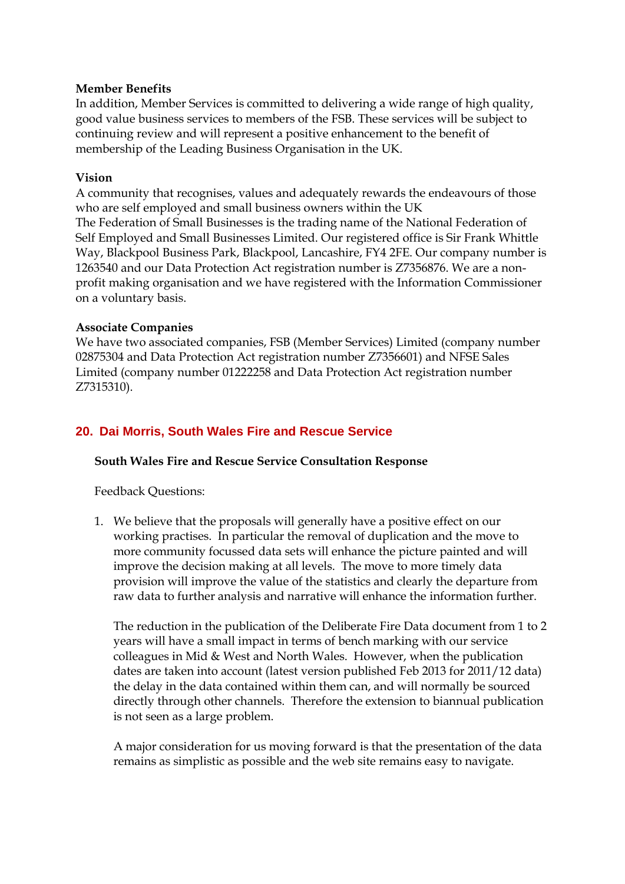**Member Benefits**
In addition, Member Services is committed to delivering a wide range of high quality, good value business services to members of the FSB. These services will be subject to continuing review and will represent a positive enhancement to the benefit of membership of the Leading Business Organisation in the UK.

**Vision**
A community that recognises, values and adequately rewards the endeavours of those who are self employed and small business owners within the UK
The Federation of Small Businesses is the trading name of the National Federation of Self Employed and Small Businesses Limited. Our registered office is Sir Frank Whittle Way, Blackpool Business Park, Blackpool, Lancashire, FY4 2FE. Our company number is 1263540 and our Data Protection Act registration number is Z7356876. We are a non-profit making organisation and we have registered with the Information Commissioner on a voluntary basis.

**Associate Companies**
We have two associated companies, FSB (Member Services) Limited (company number 02875304 and Data Protection Act registration number Z7356601) and NFSE Sales Limited (company number 01222258 and Data Protection Act registration number Z7315310).

## 20. Dai Morris, South Wales Fire and Rescue Service

**South Wales Fire and Rescue Service Consultation Response**

Feedback Questions:

1. We believe that the proposals will generally have a positive effect on our working practises. In particular the removal of duplication and the move to more community focussed data sets will enhance the picture painted and will improve the decision making at all levels. The move to more timely data provision will improve the value of the statistics and clearly the departure from raw data to further analysis and narrative will enhance the information further.

   The reduction in the publication of the Deliberate Fire Data document from 1 to 2 years will have a small impact in terms of bench marking with our service colleagues in Mid & West and North Wales. However, when the publication dates are taken into account (latest version published Feb 2013 for 2011/12 data) the delay in the data contained within them can, and will normally be sourced directly through other channels. Therefore the extension to biannual publication is not seen as a large problem.

   A major consideration for us moving forward is that the presentation of the data remains as simplistic as possible and the web site remains easy to navigate.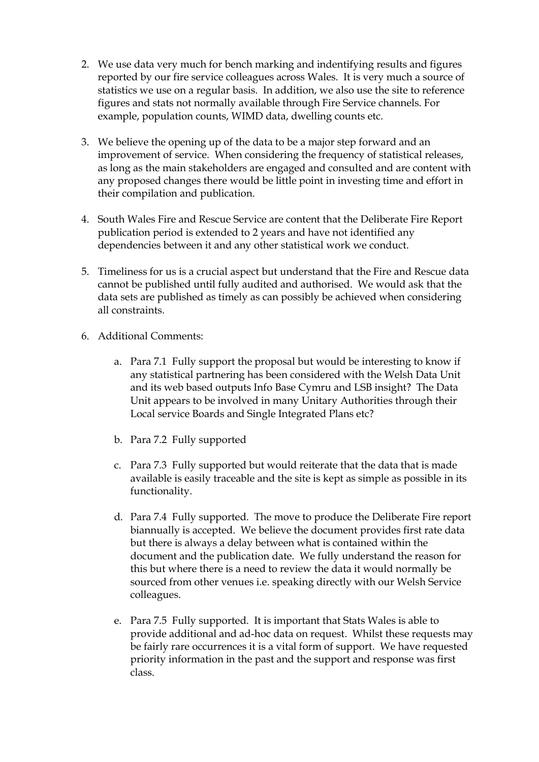2. We use data very much for bench marking and indentifying results and figures reported by our fire service colleagues across Wales. It is very much a source of statistics we use on a regular basis. In addition, we also use the site to reference figures and stats not normally available through Fire Service channels. For example, population counts, WIMD data, dwelling counts etc.

3. We believe the opening up of the data to be a major step forward and an improvement of service. When considering the frequency of statistical releases, as long as the main stakeholders are engaged and consulted and are content with any proposed changes there would be little point in investing time and effort in their compilation and publication.

4. South Wales Fire and Rescue Service are content that the Deliberate Fire Report publication period is extended to 2 years and have not identified any dependencies between it and any other statistical work we conduct.

5. Timeliness for us is a crucial aspect but understand that the Fire and Rescue data cannot be published until fully audited and authorised. We would ask that the data sets are published as timely as can possibly be achieved when considering all constraints.

6. Additional Comments:

    a. Para 7.1 Fully support the proposal but would be interesting to know if any statistical partnering has been considered with the Welsh Data Unit and its web based outputs Info Base Cymru and LSB insight? The Data Unit appears to be involved in many Unitary Authorities through their Local service Boards and Single Integrated Plans etc?

    b. Para 7.2 Fully supported

    c. Para 7.3 Fully supported but would reiterate that the data that is made available is easily traceable and the site is kept as simple as possible in its functionality.

    d. Para 7.4 Fully supported. The move to produce the Deliberate Fire report biannually is accepted. We believe the document provides first rate data but there is always a delay between what is contained within the document and the publication date. We fully understand the reason for this but where there is a need to review the data it would normally be sourced from other venues i.e. speaking directly with our Welsh Service colleagues.

    e. Para 7.5 Fully supported. It is important that Stats Wales is able to provide additional and ad-hoc data on request. Whilst these requests may be fairly rare occurrences it is a vital form of support. We have requested priority information in the past and the support and response was first class.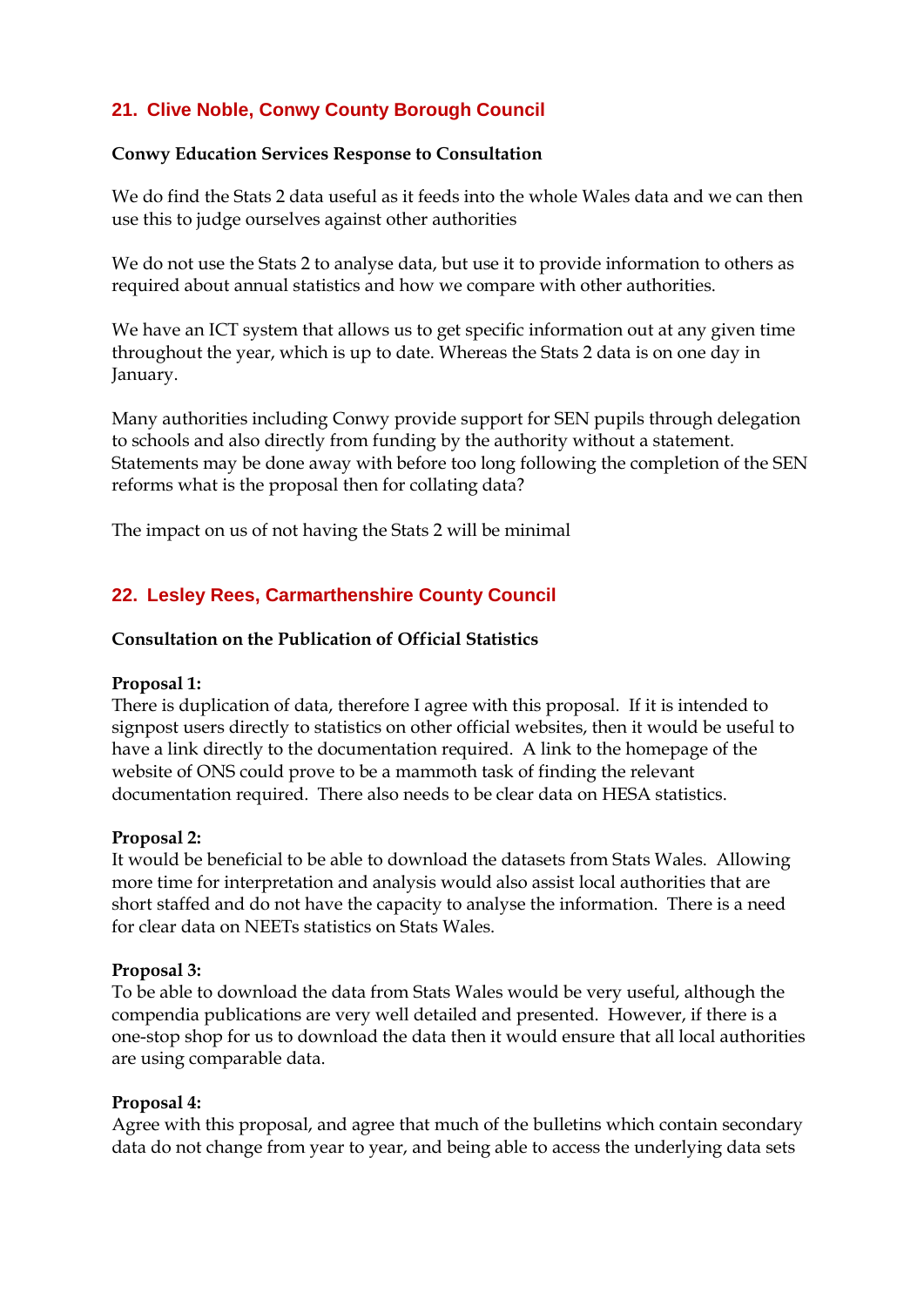## 21. Clive Noble, Conwy County Borough Council

**Conwy Education Services Response to Consultation**

We do find the Stats 2 data useful as it feeds into the whole Wales data and we can then use this to judge ourselves against other authorities

We do not use the Stats 2 to analyse data, but use it to provide information to others as required about annual statistics and how we compare with other authorities.

We have an ICT system that allows us to get specific information out at any given time throughout the year, which is up to date. Whereas the Stats 2 data is on one day in January.

Many authorities including Conwy provide support for SEN pupils through delegation to schools and also directly from funding by the authority without a statement. Statements may be done away with before too long following the completion of the SEN reforms what is the proposal then for collating data?

The impact on us of not having the Stats 2 will be minimal

## 22. Lesley Rees, Carmarthenshire County Council

**Consultation on the Publication of Official Statistics**

**Proposal 1:**
There is duplication of data, therefore I agree with this proposal. If it is intended to signpost users directly to statistics on other official websites, then it would be useful to have a link directly to the documentation required. A link to the homepage of the website of ONS could prove to be a mammoth task of finding the relevant documentation required. There also needs to be clear data on HESA statistics.

**Proposal 2:**
It would be beneficial to be able to download the datasets from Stats Wales. Allowing more time for interpretation and analysis would also assist local authorities that are short staffed and do not have the capacity to analyse the information. There is a need for clear data on NEETs statistics on Stats Wales.

**Proposal 3:**
To be able to download the data from Stats Wales would be very useful, although the compendia publications are very well detailed and presented. However, if there is a one-stop shop for us to download the data then it would ensure that all local authorities are using comparable data.

**Proposal 4:**
Agree with this proposal, and agree that much of the bulletins which contain secondary data do not change from year to year, and being able to access the underlying data sets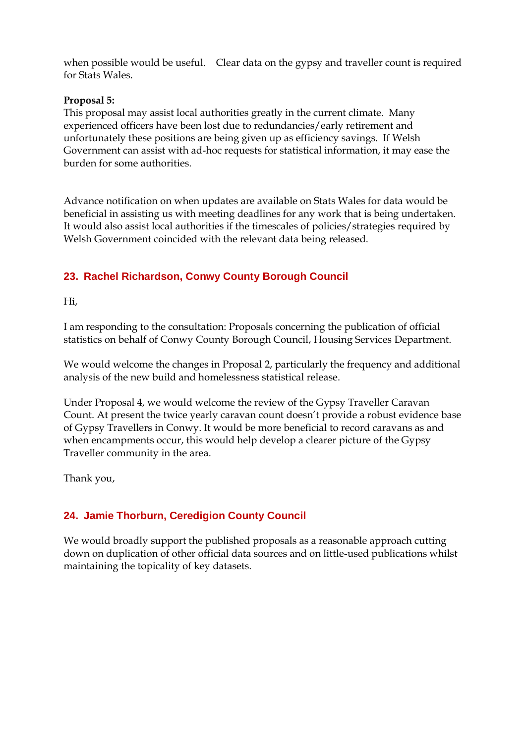when possible would be useful.   Clear data on the gypsy and traveller count is required for Stats Wales.

**Proposal 5:**

This proposal may assist local authorities greatly in the current climate.  Many experienced officers have been lost due to redundancies/early retirement and unfortunately these positions are being given up as efficiency savings.  If Welsh Government can assist with ad-hoc requests for statistical information, it may ease the burden for some authorities.

Advance notification on when updates are available on Stats Wales for data would be beneficial in assisting us with meeting deadlines for any work that is being undertaken.  It would also assist local authorities if the timescales of policies/strategies required by Welsh Government coincided with the relevant data being released.

## 23.  Rachel Richardson, Conwy County Borough Council

Hi,

I am responding to the consultation: Proposals concerning the publication of official statistics on behalf of Conwy County Borough Council, Housing Services Department.

We would welcome the changes in Proposal 2, particularly the frequency and additional analysis of the new build and homelessness statistical release.

Under Proposal 4, we would welcome the review of the Gypsy Traveller Caravan Count. At present the twice yearly caravan count doesn't provide a robust evidence base of Gypsy Travellers in Conwy. It would be more beneficial to record caravans as and when encampments occur, this would help develop a clearer picture of the Gypsy Traveller community in the area.

Thank you,

## 24.  Jamie Thorburn, Ceredigion County Council

We would broadly support the published proposals as a reasonable approach cutting down on duplication of other official data sources and on little-used publications whilst maintaining the topicality of key datasets.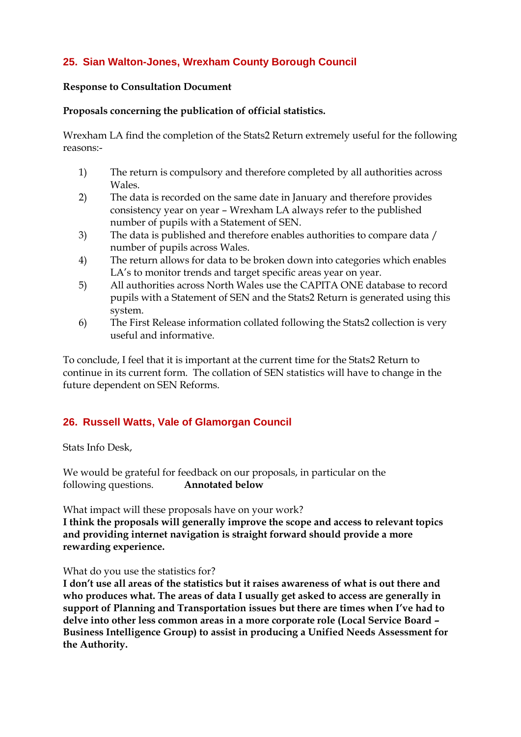## 25. Sian Walton-Jones, Wrexham County Borough Council

**Response to Consultation Document**

**Proposals concerning the publication of official statistics.**

Wrexham LA find the completion of the Stats2 Return extremely useful for the following reasons:-

1) The return is compulsory and therefore completed by all authorities across Wales.
2) The data is recorded on the same date in January and therefore provides consistency year on year – Wrexham LA always refer to the published number of pupils with a Statement of SEN.
3) The data is published and therefore enables authorities to compare data / number of pupils across Wales.
4) The return allows for data to be broken down into categories which enables LA's to monitor trends and target specific areas year on year.
5) All authorities across North Wales use the CAPITA ONE database to record pupils with a Statement of SEN and the Stats2 Return is generated using this system.
6) The First Release information collated following the Stats2 collection is very useful and informative.

To conclude, I feel that it is important at the current time for the Stats2 Return to continue in its current form. The collation of SEN statistics will have to change in the future dependent on SEN Reforms.

## 26. Russell Watts, Vale of Glamorgan Council

Stats Info Desk,

We would be grateful for feedback on our proposals, in particular on the following questions. **Annotated below**

What impact will these proposals have on your work?
**I think the proposals will generally improve the scope and access to relevant topics and providing internet navigation is straight forward should provide a more rewarding experience.**

What do you use the statistics for?
**I don't use all areas of the statistics but it raises awareness of what is out there and who produces what. The areas of data I usually get asked to access are generally in support of Planning and Transportation issues but there are times when I've had to delve into other less common areas in a more corporate role (Local Service Board – Business Intelligence Group) to assist in producing a Unified Needs Assessment for the Authority.**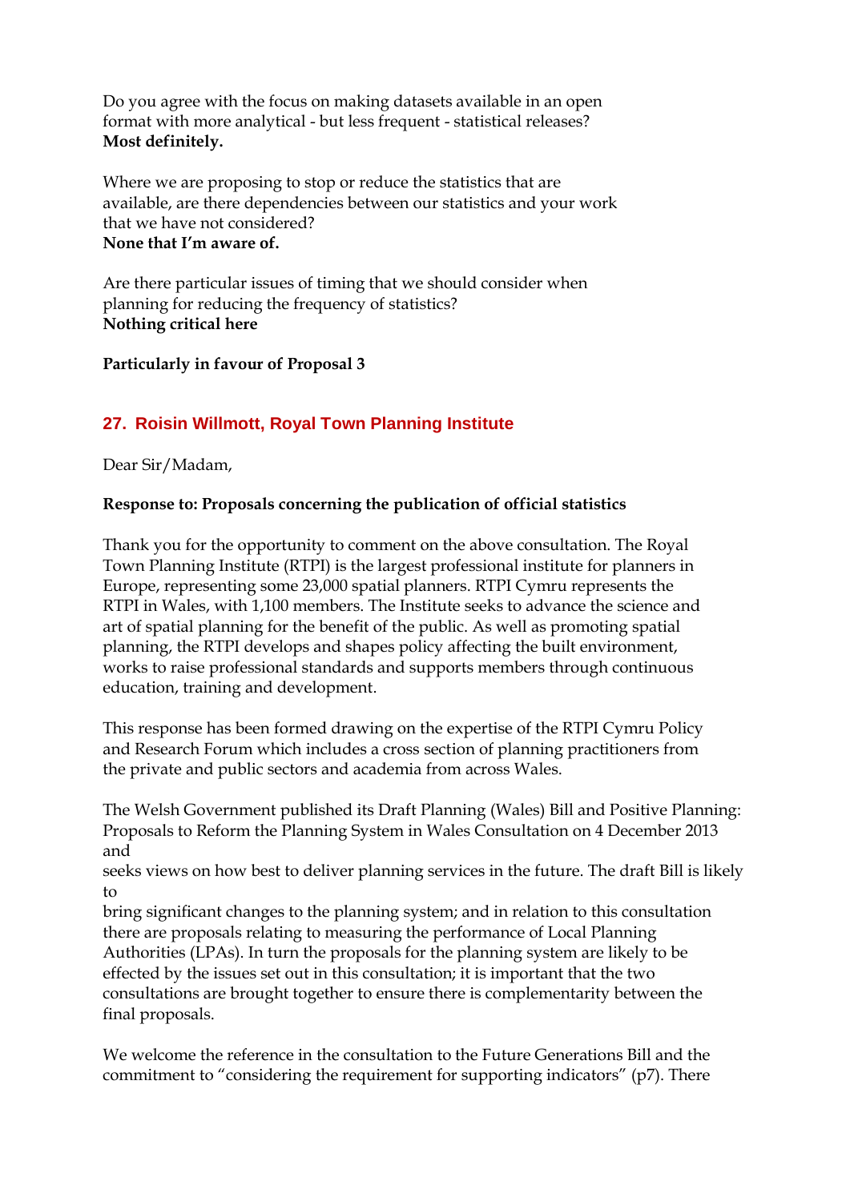Do you agree with the focus on making datasets available in an open format with more analytical - but less frequent - statistical releases?
**Most definitely.**

Where we are proposing to stop or reduce the statistics that are available, are there dependencies between our statistics and your work that we have not considered?
**None that I'm aware of.**

Are there particular issues of timing that we should consider when planning for reducing the frequency of statistics?
**Nothing critical here**

**Particularly in favour of Proposal 3**

## 27. Roisin Willmott, Royal Town Planning Institute

Dear Sir/Madam,

**Response to: Proposals concerning the publication of official statistics**

Thank you for the opportunity to comment on the above consultation. The Royal Town Planning Institute (RTPI) is the largest professional institute for planners in Europe, representing some 23,000 spatial planners. RTPI Cymru represents the RTPI in Wales, with 1,100 members. The Institute seeks to advance the science and art of spatial planning for the benefit of the public. As well as promoting spatial planning, the RTPI develops and shapes policy affecting the built environment, works to raise professional standards and supports members through continuous education, training and development.

This response has been formed drawing on the expertise of the RTPI Cymru Policy and Research Forum which includes a cross section of planning practitioners from the private and public sectors and academia from across Wales.

The Welsh Government published its Draft Planning (Wales) Bill and Positive Planning: Proposals to Reform the Planning System in Wales Consultation on 4 December 2013 and seeks views on how best to deliver planning services in the future. The draft Bill is likely to bring significant changes to the planning system; and in relation to this consultation there are proposals relating to measuring the performance of Local Planning Authorities (LPAs). In turn the proposals for the planning system are likely to be effected by the issues set out in this consultation; it is important that the two consultations are brought together to ensure there is complementarity between the final proposals.

We welcome the reference in the consultation to the Future Generations Bill and the commitment to "considering the requirement for supporting indicators" (p7). There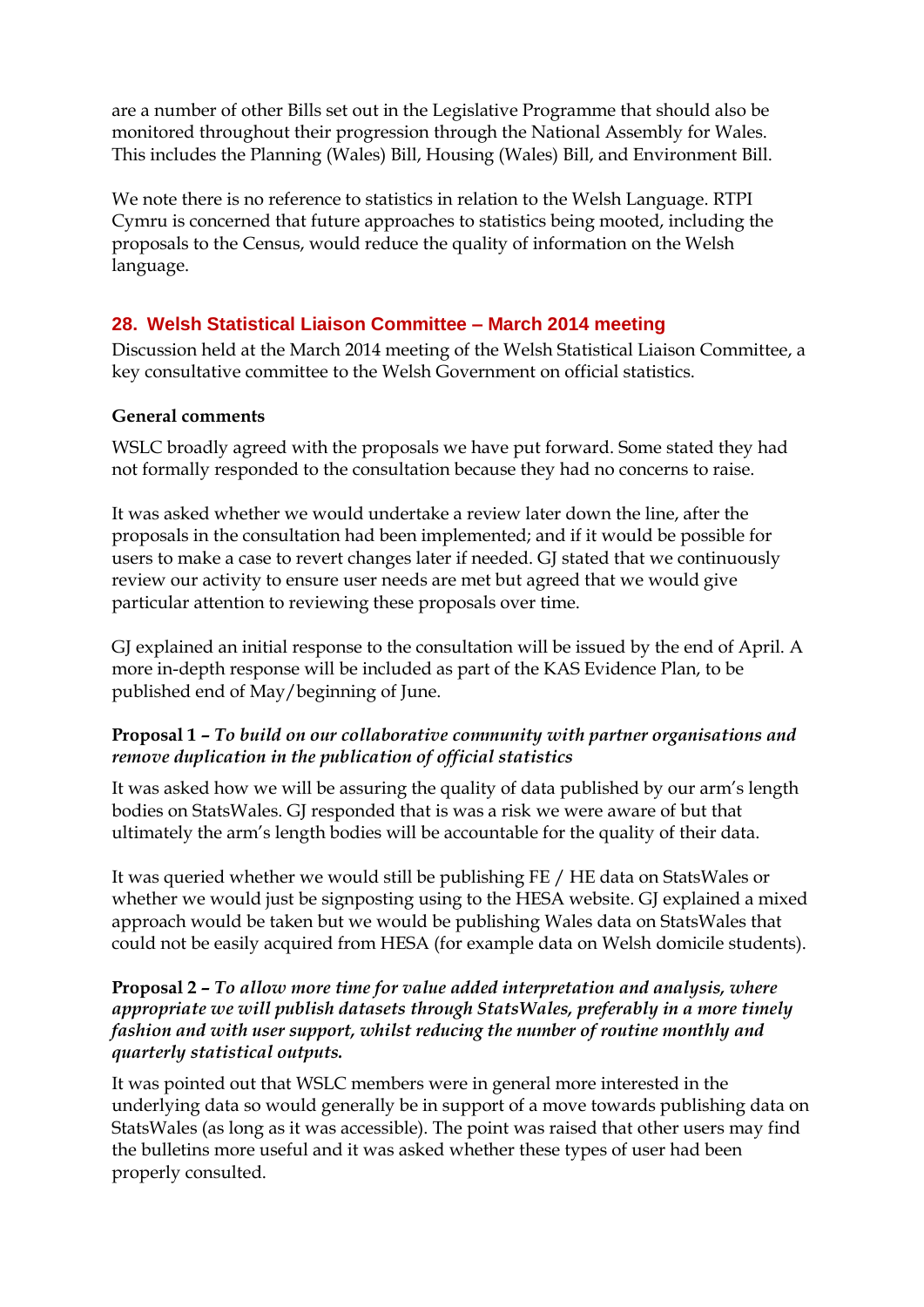are a number of other Bills set out in the Legislative Programme that should also be monitored throughout their progression through the National Assembly for Wales. This includes the Planning (Wales) Bill, Housing (Wales) Bill, and Environment Bill.

We note there is no reference to statistics in relation to the Welsh Language. RTPI Cymru is concerned that future approaches to statistics being mooted, including the proposals to the Census, would reduce the quality of information on the Welsh language.

## 28. Welsh Statistical Liaison Committee – March 2014 meeting

Discussion held at the March 2014 meeting of the Welsh Statistical Liaison Committee, a key consultative committee to the Welsh Government on official statistics.

**General comments**

WSLC broadly agreed with the proposals we have put forward. Some stated they had not formally responded to the consultation because they had no concerns to raise.

It was asked whether we would undertake a review later down the line, after the proposals in the consultation had been implemented; and if it would be possible for users to make a case to revert changes later if needed. GJ stated that we continuously review our activity to ensure user needs are met but agreed that we would give particular attention to reviewing these proposals over time.

GJ explained an initial response to the consultation will be issued by the end of April. A more in-depth response will be included as part of the KAS Evidence Plan, to be published end of May/beginning of June.

**Proposal 1 –** ***To build on our collaborative community with partner organisations and remove duplication in the publication of official statistics***

It was asked how we will be assuring the quality of data published by our arm's length bodies on StatsWales. GJ responded that is was a risk we were aware of but that ultimately the arm's length bodies will be accountable for the quality of their data.

It was queried whether we would still be publishing FE / HE data on StatsWales or whether we would just be signposting using to the HESA website. GJ explained a mixed approach would be taken but we would be publishing Wales data on StatsWales that could not be easily acquired from HESA (for example data on Welsh domicile students).

**Proposal 2 –** ***To allow more time for value added interpretation and analysis, where appropriate we will publish datasets through StatsWales, preferably in a more timely fashion and with user support, whilst reducing the number of routine monthly and quarterly statistical outputs.***

It was pointed out that WSLC members were in general more interested in the underlying data so would generally be in support of a move towards publishing data on StatsWales (as long as it was accessible). The point was raised that other users may find the bulletins more useful and it was asked whether these types of user had been properly consulted.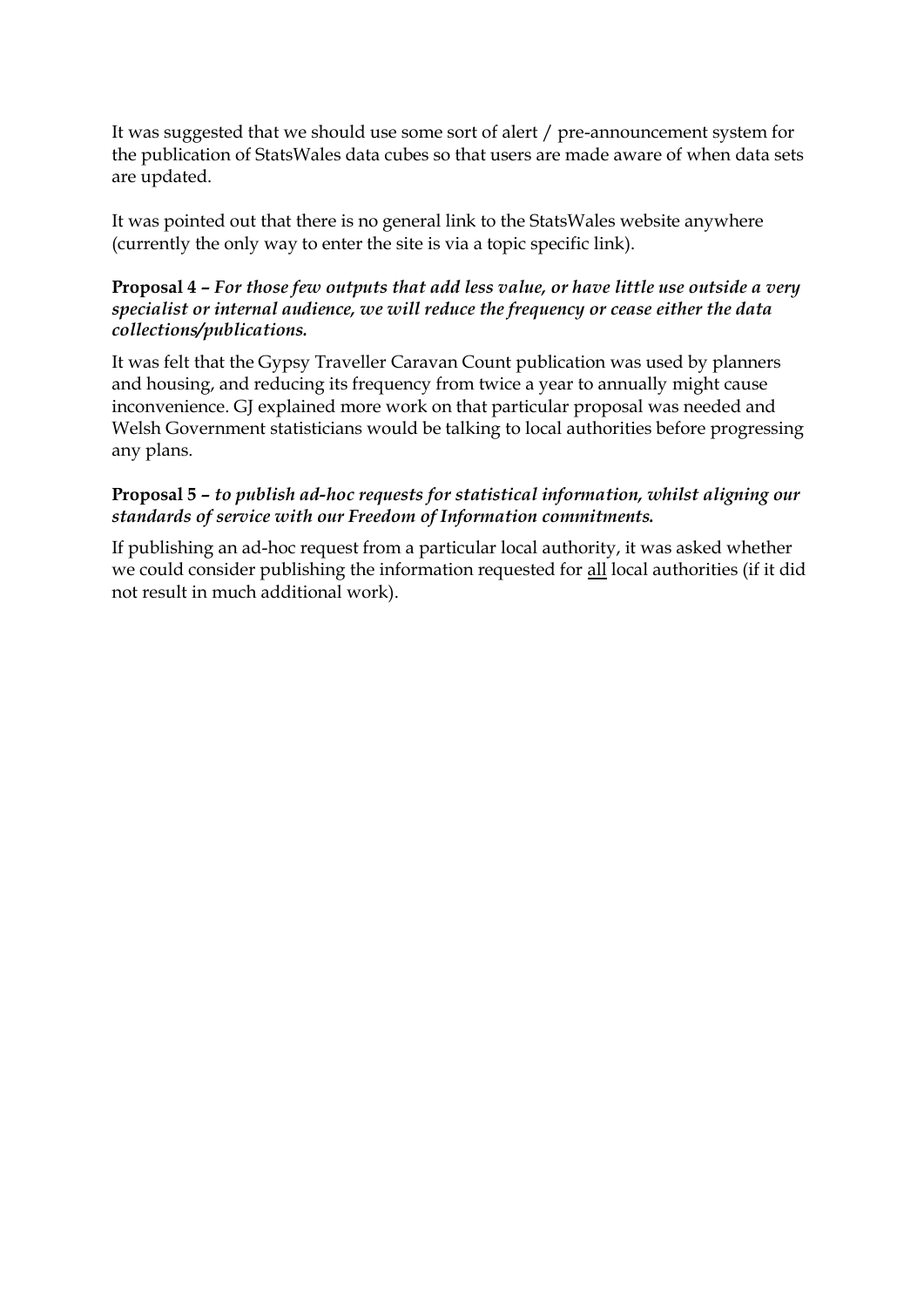It was suggested that we should use some sort of alert / pre-announcement system for the publication of StatsWales data cubes so that users are made aware of when data sets are updated.

It was pointed out that there is no general link to the StatsWales website anywhere (currently the only way to enter the site is via a topic specific link).

**Proposal 4 –** ***For those few outputs that add less value, or have little use outside a very specialist or internal audience, we will reduce the frequency or cease either the data collections/publications.***

It was felt that the Gypsy Traveller Caravan Count publication was used by planners and housing, and reducing its frequency from twice a year to annually might cause inconvenience. GJ explained more work on that particular proposal was needed and Welsh Government statisticians would be talking to local authorities before progressing any plans.

**Proposal 5 –** ***to publish ad-hoc requests for statistical information, whilst aligning our standards of service with our Freedom of Information commitments.***

If publishing an ad-hoc request from a particular local authority, it was asked whether we could consider publishing the information requested for <u>all</u> local authorities (if it did not result in much additional work).